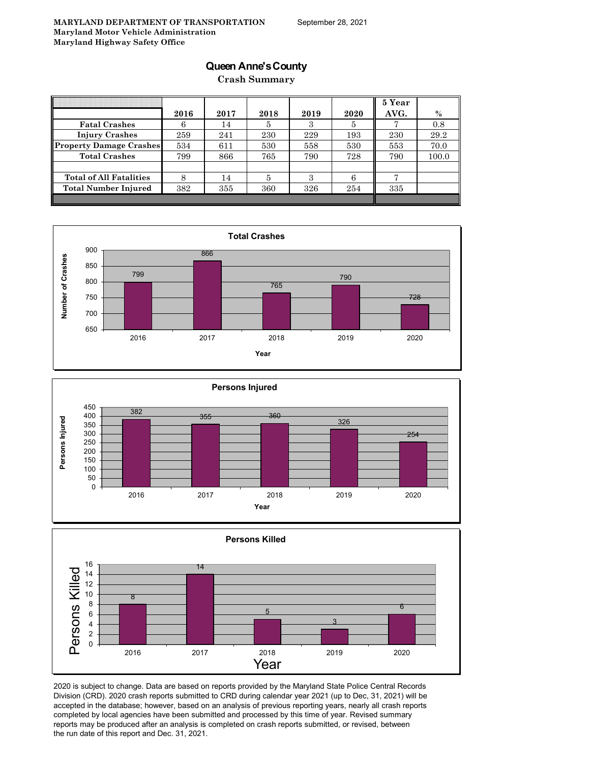**MARYLAND DEPARTMENT OF TRANSPORTATION**
**Maryland Motor Vehicle Administration**
**Maryland Highway Safety Office**

September 28, 2021

# Queen Anne's County

## Crash Summary

| | 2016 | 2017 | 2018 | 2019 | 2020 | 5 Year AVG. | % |
|---|---|---|---|---|---|---|---|
| Fatal Crashes | 6 | 14 | 5 | 3 | 5 | 7 | 0.8 |
| Injury Crashes | 259 | 241 | 230 | 229 | 193 | 230 | 29.2 |
| Property Damage Crashes | 534 | 611 | 530 | 558 | 530 | 553 | 70.0 |
| Total Crashes | 799 | 866 | 765 | 790 | 728 | 790 | 100.0 |
| | | | | | | | |
| Total of All Fatalities | 8 | 14 | 5 | 3 | 6 | 7 | |
| Total Number Injured | 382 | 355 | 360 | 326 | 254 | 335 | |

**Total Crashes**

| Year | Number of Crashes |
|---|---|
| 2016 | 799 |
| 2017 | 866 |
| 2018 | 765 |
| 2019 | 790 |
| 2020 | 728 |

**Persons Injured**

| Year | Persons Injured |
|---|---|
| 2016 | 382 |
| 2017 | 355 |
| 2018 | 360 |
| 2019 | 326 |
| 2020 | 254 |

**Persons Killed**

| Year | Persons Killed |
|---|---|
| 2016 | 8 |
| 2017 | 14 |
| 2018 | 5 |
| 2019 | 3 |
| 2020 | 6 |

2020 is subject to change. Data are based on reports provided by the Maryland State Police Central Records Division (CRD). 2020 crash reports submitted to CRD during calendar year 2021 (up to Dec, 31, 2021) will be accepted in the database; however, based on an analysis of previous reporting years, nearly all crash reports completed by local agencies have been submitted and processed by this time of year. Revised summary reports may be produced after an analysis is completed on crash reports submitted, or revised, between the run date of this report and Dec. 31, 2021.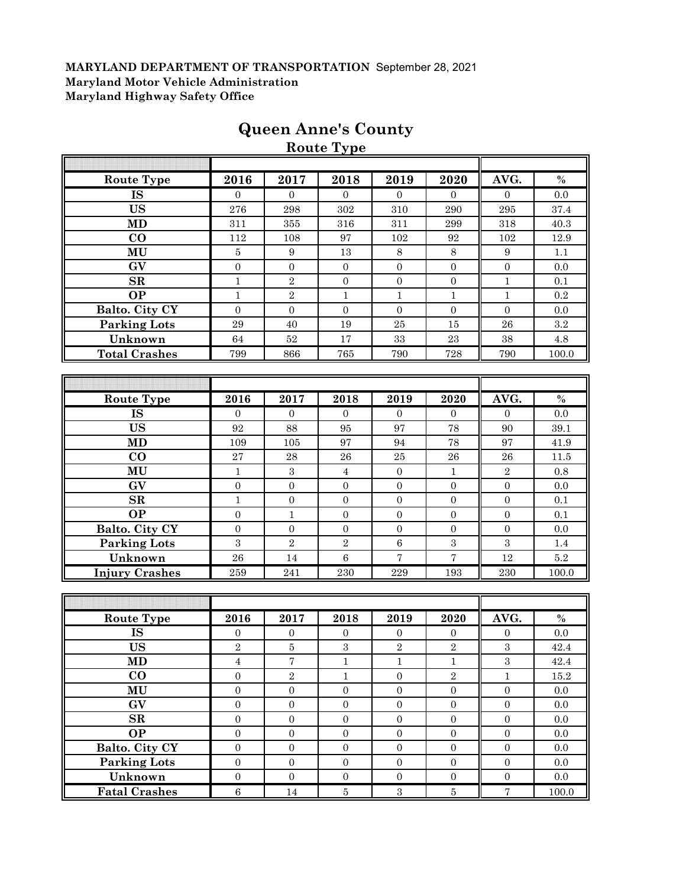**MARYLAND DEPARTMENT OF TRANSPORTATION** September 28, 2021
**Maryland Motor Vehicle Administration**
**Maryland Highway Safety Office**

# Queen Anne's County

## Route Type

| Route Type | 2016 | 2017 | 2018 | 2019 | 2020 | AVG. | % |
|---|---|---|---|---|---|---|---|
| IS | 0 | 0 | 0 | 0 | 0 | 0 | 0.0 |
| US | 276 | 298 | 302 | 310 | 290 | 295 | 37.4 |
| MD | 311 | 355 | 316 | 311 | 299 | 318 | 40.3 |
| CO | 112 | 108 | 97 | 102 | 92 | 102 | 12.9 |
| MU | 5 | 9 | 13 | 8 | 8 | 9 | 1.1 |
| GV | 0 | 0 | 0 | 0 | 0 | 0 | 0.0 |
| SR | 1 | 2 | 0 | 0 | 0 | 1 | 0.1 |
| OP | 1 | 2 | 1 | 1 | 1 | 1 | 0.2 |
| Balto. City CY | 0 | 0 | 0 | 0 | 0 | 0 | 0.0 |
| Parking Lots | 29 | 40 | 19 | 25 | 15 | 26 | 3.2 |
| Unknown | 64 | 52 | 17 | 33 | 23 | 38 | 4.8 |
| Total Crashes | 799 | 866 | 765 | 790 | 728 | 790 | 100.0 |

| Route Type | 2016 | 2017 | 2018 | 2019 | 2020 | AVG. | % |
|---|---|---|---|---|---|---|---|
| IS | 0 | 0 | 0 | 0 | 0 | 0 | 0.0 |
| US | 92 | 88 | 95 | 97 | 78 | 90 | 39.1 |
| MD | 109 | 105 | 97 | 94 | 78 | 97 | 41.9 |
| CO | 27 | 28 | 26 | 25 | 26 | 26 | 11.5 |
| MU | 1 | 3 | 4 | 0 | 1 | 2 | 0.8 |
| GV | 0 | 0 | 0 | 0 | 0 | 0 | 0.0 |
| SR | 1 | 0 | 0 | 0 | 0 | 0 | 0.1 |
| OP | 0 | 1 | 0 | 0 | 0 | 0 | 0.1 |
| Balto. City CY | 0 | 0 | 0 | 0 | 0 | 0 | 0.0 |
| Parking Lots | 3 | 2 | 2 | 6 | 3 | 3 | 1.4 |
| Unknown | 26 | 14 | 6 | 7 | 7 | 12 | 5.2 |
| Injury Crashes | 259 | 241 | 230 | 229 | 193 | 230 | 100.0 |

| Route Type | 2016 | 2017 | 2018 | 2019 | 2020 | AVG. | % |
|---|---|---|---|---|---|---|---|
| IS | 0 | 0 | 0 | 0 | 0 | 0 | 0.0 |
| US | 2 | 5 | 3 | 2 | 2 | 3 | 42.4 |
| MD | 4 | 7 | 1 | 1 | 1 | 3 | 42.4 |
| CO | 0 | 2 | 1 | 0 | 2 | 1 | 15.2 |
| MU | 0 | 0 | 0 | 0 | 0 | 0 | 0.0 |
| GV | 0 | 0 | 0 | 0 | 0 | 0 | 0.0 |
| SR | 0 | 0 | 0 | 0 | 0 | 0 | 0.0 |
| OP | 0 | 0 | 0 | 0 | 0 | 0 | 0.0 |
| Balto. City CY | 0 | 0 | 0 | 0 | 0 | 0 | 0.0 |
| Parking Lots | 0 | 0 | 0 | 0 | 0 | 0 | 0.0 |
| Unknown | 0 | 0 | 0 | 0 | 0 | 0 | 0.0 |
| Fatal Crashes | 6 | 14 | 5 | 3 | 5 | 7 | 100.0 |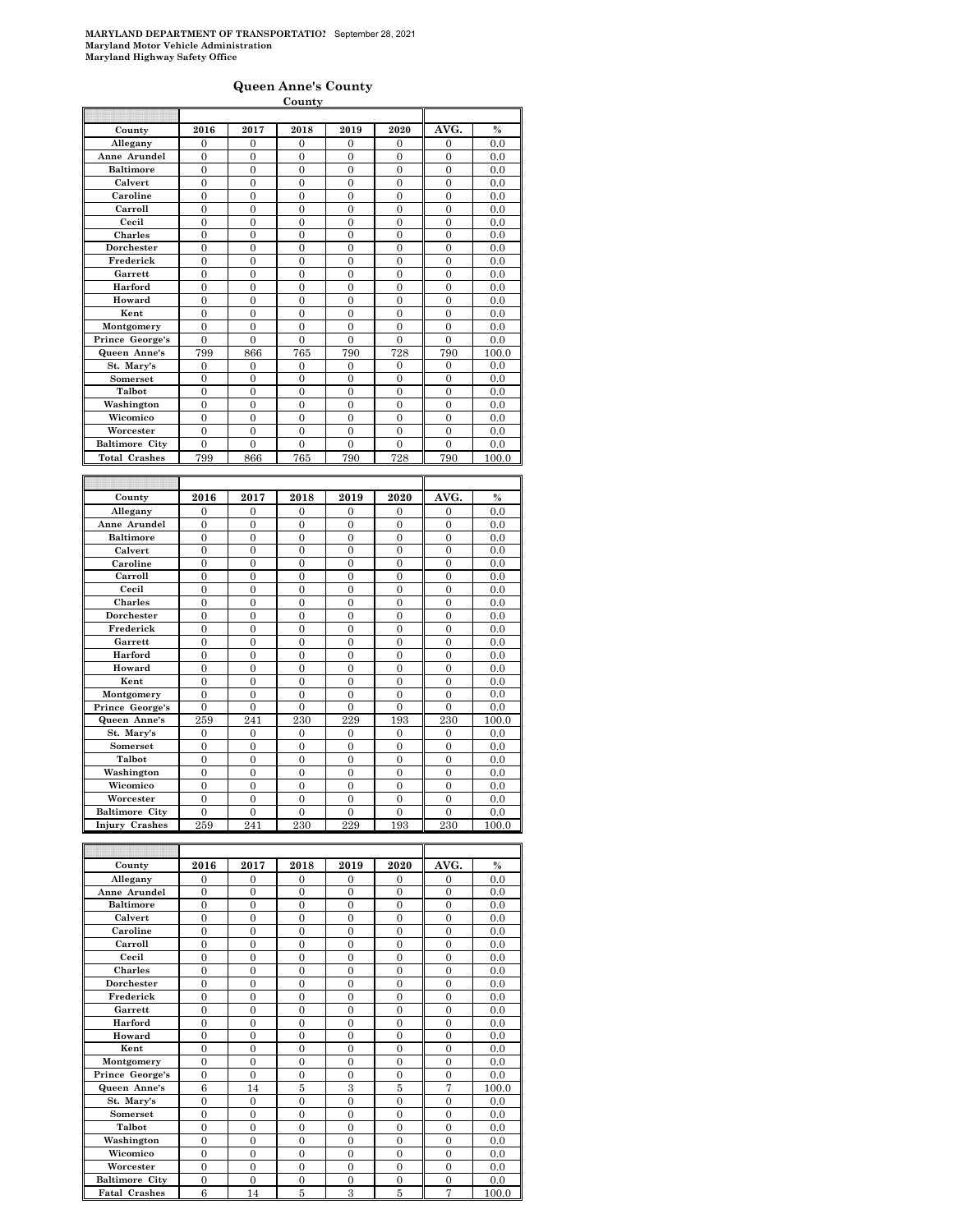MARYLAND DEPARTMENT OF TRANSPORTATION September 28, 2021
Maryland Motor Vehicle Administration
Maryland Highway Safety Office

## Queen Anne's County

**County**

| County | 2016 | 2017 | 2018 | 2019 | 2020 | AVG. | % |
|---|---|---|---|---|---|---|---|
| Allegany | 0 | 0 | 0 | 0 | 0 | 0 | 0.0 |
| Anne Arundel | 0 | 0 | 0 | 0 | 0 | 0 | 0.0 |
| Baltimore | 0 | 0 | 0 | 0 | 0 | 0 | 0.0 |
| Calvert | 0 | 0 | 0 | 0 | 0 | 0 | 0.0 |
| Caroline | 0 | 0 | 0 | 0 | 0 | 0 | 0.0 |
| Carroll | 0 | 0 | 0 | 0 | 0 | 0 | 0.0 |
| Cecil | 0 | 0 | 0 | 0 | 0 | 0 | 0.0 |
| Charles | 0 | 0 | 0 | 0 | 0 | 0 | 0.0 |
| Dorchester | 0 | 0 | 0 | 0 | 0 | 0 | 0.0 |
| Frederick | 0 | 0 | 0 | 0 | 0 | 0 | 0.0 |
| Garrett | 0 | 0 | 0 | 0 | 0 | 0 | 0.0 |
| Harford | 0 | 0 | 0 | 0 | 0 | 0 | 0.0 |
| Howard | 0 | 0 | 0 | 0 | 0 | 0 | 0.0 |
| Kent | 0 | 0 | 0 | 0 | 0 | 0 | 0.0 |
| Montgomery | 0 | 0 | 0 | 0 | 0 | 0 | 0.0 |
| Prince George's | 0 | 0 | 0 | 0 | 0 | 0 | 0.0 |
| Queen Anne's | 799 | 866 | 765 | 790 | 728 | 790 | 100.0 |
| St. Mary's | 0 | 0 | 0 | 0 | 0 | 0 | 0.0 |
| Somerset | 0 | 0 | 0 | 0 | 0 | 0 | 0.0 |
| Talbot | 0 | 0 | 0 | 0 | 0 | 0 | 0.0 |
| Washington | 0 | 0 | 0 | 0 | 0 | 0 | 0.0 |
| Wicomico | 0 | 0 | 0 | 0 | 0 | 0 | 0.0 |
| Worcester | 0 | 0 | 0 | 0 | 0 | 0 | 0.0 |
| Baltimore City | 0 | 0 | 0 | 0 | 0 | 0 | 0.0 |
| Total Crashes | 799 | 866 | 765 | 790 | 728 | 790 | 100.0 |

| County | 2016 | 2017 | 2018 | 2019 | 2020 | AVG. | % |
|---|---|---|---|---|---|---|---|
| Allegany | 0 | 0 | 0 | 0 | 0 | 0 | 0.0 |
| Anne Arundel | 0 | 0 | 0 | 0 | 0 | 0 | 0.0 |
| Baltimore | 0 | 0 | 0 | 0 | 0 | 0 | 0.0 |
| Calvert | 0 | 0 | 0 | 0 | 0 | 0 | 0.0 |
| Caroline | 0 | 0 | 0 | 0 | 0 | 0 | 0.0 |
| Carroll | 0 | 0 | 0 | 0 | 0 | 0 | 0.0 |
| Cecil | 0 | 0 | 0 | 0 | 0 | 0 | 0.0 |
| Charles | 0 | 0 | 0 | 0 | 0 | 0 | 0.0 |
| Dorchester | 0 | 0 | 0 | 0 | 0 | 0 | 0.0 |
| Frederick | 0 | 0 | 0 | 0 | 0 | 0 | 0.0 |
| Garrett | 0 | 0 | 0 | 0 | 0 | 0 | 0.0 |
| Harford | 0 | 0 | 0 | 0 | 0 | 0 | 0.0 |
| Howard | 0 | 0 | 0 | 0 | 0 | 0 | 0.0 |
| Kent | 0 | 0 | 0 | 0 | 0 | 0 | 0.0 |
| Montgomery | 0 | 0 | 0 | 0 | 0 | 0 | 0.0 |
| Prince George's | 0 | 0 | 0 | 0 | 0 | 0 | 0.0 |
| Queen Anne's | 259 | 241 | 230 | 229 | 193 | 230 | 100.0 |
| St. Mary's | 0 | 0 | 0 | 0 | 0 | 0 | 0.0 |
| Somerset | 0 | 0 | 0 | 0 | 0 | 0 | 0.0 |
| Talbot | 0 | 0 | 0 | 0 | 0 | 0 | 0.0 |
| Washington | 0 | 0 | 0 | 0 | 0 | 0 | 0.0 |
| Wicomico | 0 | 0 | 0 | 0 | 0 | 0 | 0.0 |
| Worcester | 0 | 0 | 0 | 0 | 0 | 0 | 0.0 |
| Baltimore City | 0 | 0 | 0 | 0 | 0 | 0 | 0.0 |
| Injury Crashes | 259 | 241 | 230 | 229 | 193 | 230 | 100.0 |

| County | 2016 | 2017 | 2018 | 2019 | 2020 | AVG. | % |
|---|---|---|---|---|---|---|---|
| Allegany | 0 | 0 | 0 | 0 | 0 | 0 | 0.0 |
| Anne Arundel | 0 | 0 | 0 | 0 | 0 | 0 | 0.0 |
| Baltimore | 0 | 0 | 0 | 0 | 0 | 0 | 0.0 |
| Calvert | 0 | 0 | 0 | 0 | 0 | 0 | 0.0 |
| Caroline | 0 | 0 | 0 | 0 | 0 | 0 | 0.0 |
| Carroll | 0 | 0 | 0 | 0 | 0 | 0 | 0.0 |
| Cecil | 0 | 0 | 0 | 0 | 0 | 0 | 0.0 |
| Charles | 0 | 0 | 0 | 0 | 0 | 0 | 0.0 |
| Dorchester | 0 | 0 | 0 | 0 | 0 | 0 | 0.0 |
| Frederick | 0 | 0 | 0 | 0 | 0 | 0 | 0.0 |
| Garrett | 0 | 0 | 0 | 0 | 0 | 0 | 0.0 |
| Harford | 0 | 0 | 0 | 0 | 0 | 0 | 0.0 |
| Howard | 0 | 0 | 0 | 0 | 0 | 0 | 0.0 |
| Kent | 0 | 0 | 0 | 0 | 0 | 0 | 0.0 |
| Montgomery | 0 | 0 | 0 | 0 | 0 | 0 | 0.0 |
| Prince George's | 0 | 0 | 0 | 0 | 0 | 0 | 0.0 |
| Queen Anne's | 6 | 14 | 5 | 3 | 5 | 7 | 100.0 |
| St. Mary's | 0 | 0 | 0 | 0 | 0 | 0 | 0.0 |
| Somerset | 0 | 0 | 0 | 0 | 0 | 0 | 0.0 |
| Talbot | 0 | 0 | 0 | 0 | 0 | 0 | 0.0 |
| Washington | 0 | 0 | 0 | 0 | 0 | 0 | 0.0 |
| Wicomico | 0 | 0 | 0 | 0 | 0 | 0 | 0.0 |
| Worcester | 0 | 0 | 0 | 0 | 0 | 0 | 0.0 |
| Baltimore City | 0 | 0 | 0 | 0 | 0 | 0 | 0.0 |
| Fatal Crashes | 6 | 14 | 5 | 3 | 5 | 7 | 100.0 |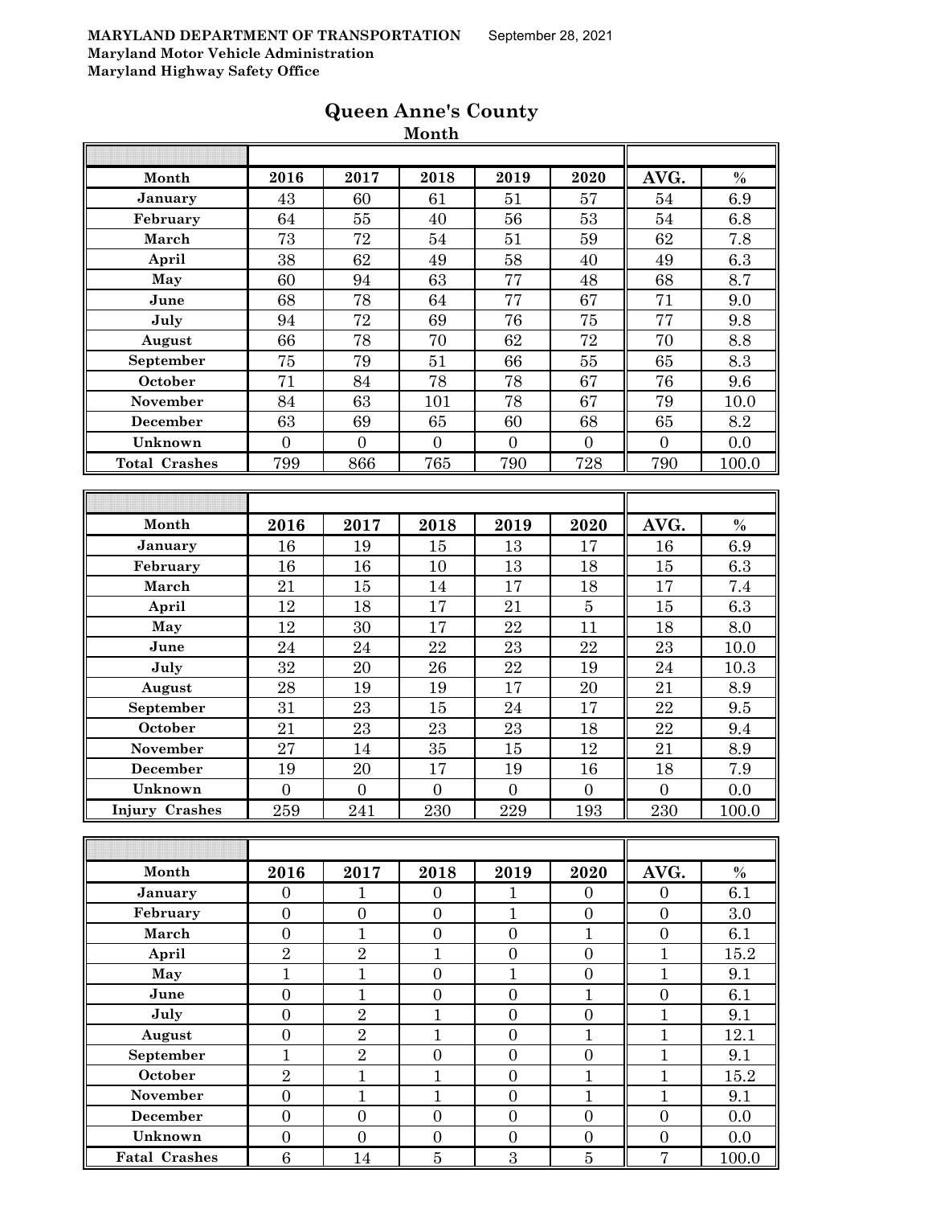MARYLAND DEPARTMENT OF TRANSPORTATION September 28, 2021
Maryland Motor Vehicle Administration
Maryland Highway Safety Office

# Queen Anne's County

## Month

| Month | 2016 | 2017 | 2018 | 2019 | 2020 | AVG. | % |
|---|---|---|---|---|---|---|---|
| January | 43 | 60 | 61 | 51 | 57 | 54 | 6.9 |
| February | 64 | 55 | 40 | 56 | 53 | 54 | 6.8 |
| March | 73 | 72 | 54 | 51 | 59 | 62 | 7.8 |
| April | 38 | 62 | 49 | 58 | 40 | 49 | 6.3 |
| May | 60 | 94 | 63 | 77 | 48 | 68 | 8.7 |
| June | 68 | 78 | 64 | 77 | 67 | 71 | 9.0 |
| July | 94 | 72 | 69 | 76 | 75 | 77 | 9.8 |
| August | 66 | 78 | 70 | 62 | 72 | 70 | 8.8 |
| September | 75 | 79 | 51 | 66 | 55 | 65 | 8.3 |
| October | 71 | 84 | 78 | 78 | 67 | 76 | 9.6 |
| November | 84 | 63 | 101 | 78 | 67 | 79 | 10.0 |
| December | 63 | 69 | 65 | 60 | 68 | 65 | 8.2 |
| Unknown | 0 | 0 | 0 | 0 | 0 | 0 | 0.0 |
| Total Crashes | 799 | 866 | 765 | 790 | 728 | 790 | 100.0 |

| Month | 2016 | 2017 | 2018 | 2019 | 2020 | AVG. | % |
|---|---|---|---|---|---|---|---|
| January | 16 | 19 | 15 | 13 | 17 | 16 | 6.9 |
| February | 16 | 16 | 10 | 13 | 18 | 15 | 6.3 |
| March | 21 | 15 | 14 | 17 | 18 | 17 | 7.4 |
| April | 12 | 18 | 17 | 21 | 5 | 15 | 6.3 |
| May | 12 | 30 | 17 | 22 | 11 | 18 | 8.0 |
| June | 24 | 24 | 22 | 23 | 22 | 23 | 10.0 |
| July | 32 | 20 | 26 | 22 | 19 | 24 | 10.3 |
| August | 28 | 19 | 19 | 17 | 20 | 21 | 8.9 |
| September | 31 | 23 | 15 | 24 | 17 | 22 | 9.5 |
| October | 21 | 23 | 23 | 23 | 18 | 22 | 9.4 |
| November | 27 | 14 | 35 | 15 | 12 | 21 | 8.9 |
| December | 19 | 20 | 17 | 19 | 16 | 18 | 7.9 |
| Unknown | 0 | 0 | 0 | 0 | 0 | 0 | 0.0 |
| Injury Crashes | 259 | 241 | 230 | 229 | 193 | 230 | 100.0 |

| Month | 2016 | 2017 | 2018 | 2019 | 2020 | AVG. | % |
|---|---|---|---|---|---|---|---|
| January | 0 | 1 | 0 | 1 | 0 | 0 | 6.1 |
| February | 0 | 0 | 0 | 1 | 0 | 0 | 3.0 |
| March | 0 | 1 | 0 | 0 | 1 | 0 | 6.1 |
| April | 2 | 2 | 1 | 0 | 0 | 1 | 15.2 |
| May | 1 | 1 | 0 | 1 | 0 | 1 | 9.1 |
| June | 0 | 1 | 0 | 0 | 1 | 0 | 6.1 |
| July | 0 | 2 | 1 | 0 | 0 | 1 | 9.1 |
| August | 0 | 2 | 1 | 0 | 1 | 1 | 12.1 |
| September | 1 | 2 | 0 | 0 | 0 | 1 | 9.1 |
| October | 2 | 1 | 1 | 0 | 1 | 1 | 15.2 |
| November | 0 | 1 | 1 | 0 | 1 | 1 | 9.1 |
| December | 0 | 0 | 0 | 0 | 0 | 0 | 0.0 |
| Unknown | 0 | 0 | 0 | 0 | 0 | 0 | 0.0 |
| Fatal Crashes | 6 | 14 | 5 | 3 | 5 | 7 | 100.0 |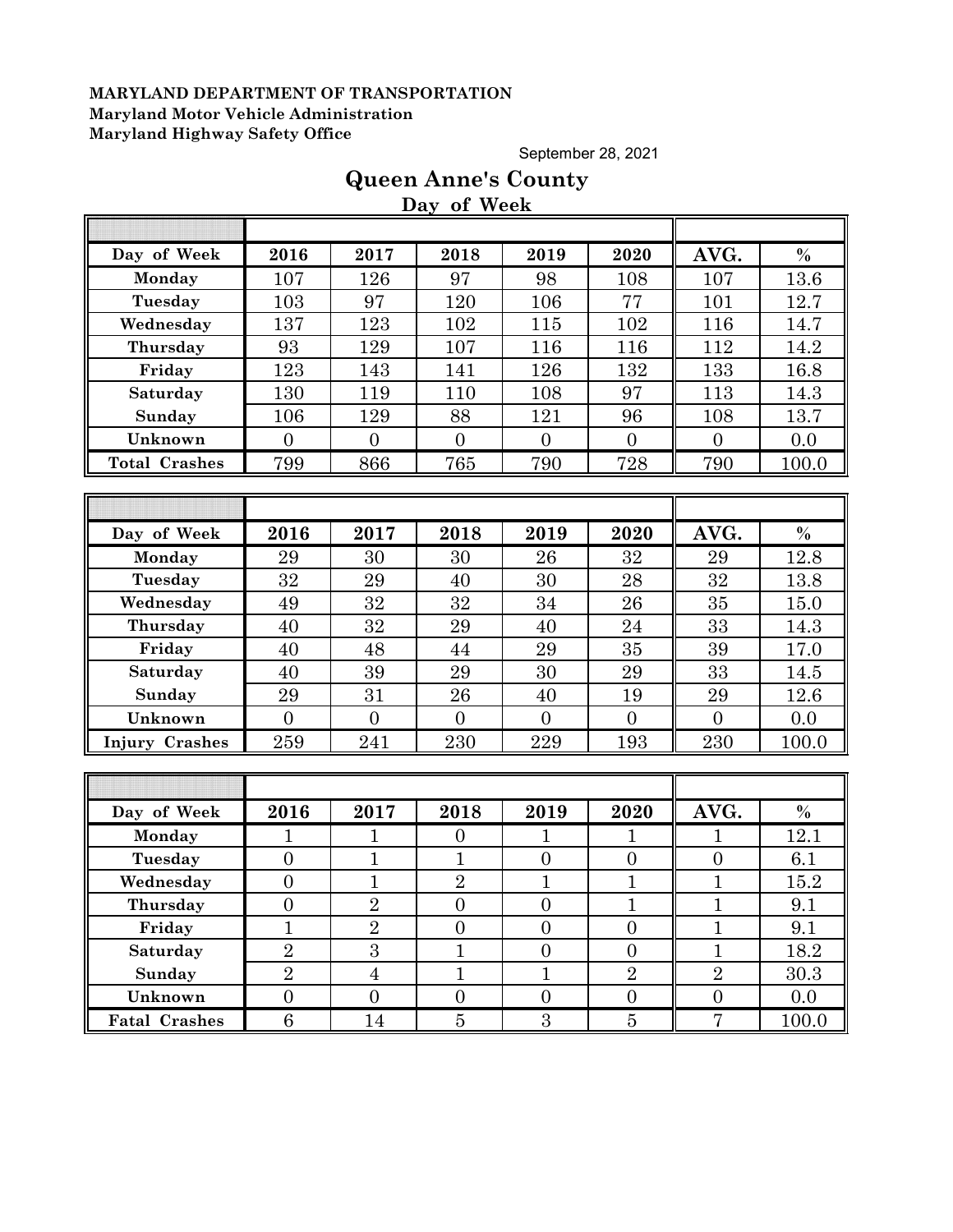**MARYLAND DEPARTMENT OF TRANSPORTATION**
**Maryland Motor Vehicle Administration**
**Maryland Highway Safety Office**

September 28, 2021

# Queen Anne's County

## Day of Week

| Day of Week | 2016 | 2017 | 2018 | 2019 | 2020 | AVG. | % |
|---|---|---|---|---|---|---|---|
| Monday | 107 | 126 | 97 | 98 | 108 | 107 | 13.6 |
| Tuesday | 103 | 97 | 120 | 106 | 77 | 101 | 12.7 |
| Wednesday | 137 | 123 | 102 | 115 | 102 | 116 | 14.7 |
| Thursday | 93 | 129 | 107 | 116 | 116 | 112 | 14.2 |
| Friday | 123 | 143 | 141 | 126 | 132 | 133 | 16.8 |
| Saturday | 130 | 119 | 110 | 108 | 97 | 113 | 14.3 |
| Sunday | 106 | 129 | 88 | 121 | 96 | 108 | 13.7 |
| Unknown | 0 | 0 | 0 | 0 | 0 | 0 | 0.0 |
| Total Crashes | 799 | 866 | 765 | 790 | 728 | 790 | 100.0 |

| Day of Week | 2016 | 2017 | 2018 | 2019 | 2020 | AVG. | % |
|---|---|---|---|---|---|---|---|
| Monday | 29 | 30 | 30 | 26 | 32 | 29 | 12.8 |
| Tuesday | 32 | 29 | 40 | 30 | 28 | 32 | 13.8 |
| Wednesday | 49 | 32 | 32 | 34 | 26 | 35 | 15.0 |
| Thursday | 40 | 32 | 29 | 40 | 24 | 33 | 14.3 |
| Friday | 40 | 48 | 44 | 29 | 35 | 39 | 17.0 |
| Saturday | 40 | 39 | 29 | 30 | 29 | 33 | 14.5 |
| Sunday | 29 | 31 | 26 | 40 | 19 | 29 | 12.6 |
| Unknown | 0 | 0 | 0 | 0 | 0 | 0 | 0.0 |
| Injury Crashes | 259 | 241 | 230 | 229 | 193 | 230 | 100.0 |

| Day of Week | 2016 | 2017 | 2018 | 2019 | 2020 | AVG. | % |
|---|---|---|---|---|---|---|---|
| Monday | 1 | 1 | 0 | 1 | 1 | 1 | 12.1 |
| Tuesday | 0 | 1 | 1 | 0 | 0 | 0 | 6.1 |
| Wednesday | 0 | 1 | 2 | 1 | 1 | 1 | 15.2 |
| Thursday | 0 | 2 | 0 | 0 | 1 | 1 | 9.1 |
| Friday | 1 | 2 | 0 | 0 | 0 | 1 | 9.1 |
| Saturday | 2 | 3 | 1 | 0 | 0 | 1 | 18.2 |
| Sunday | 2 | 4 | 1 | 1 | 2 | 2 | 30.3 |
| Unknown | 0 | 0 | 0 | 0 | 0 | 0 | 0.0 |
| Fatal Crashes | 6 | 14 | 5 | 3 | 5 | 7 | 100.0 |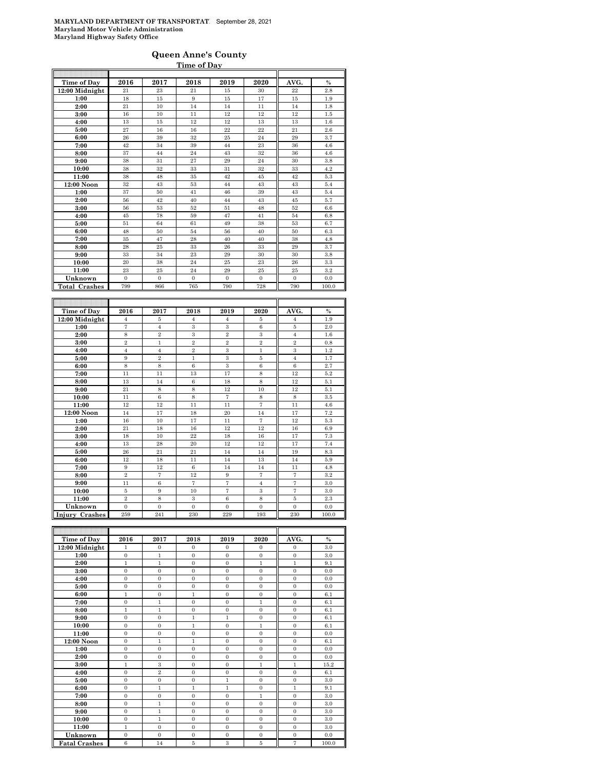MARYLAND DEPARTMENT OF TRANSPORTATION September 28, 2021
Maryland Motor Vehicle Administration
Maryland Highway Safety Office

# Queen Anne's County

## Time of Day

| Time of Day | 2016 | 2017 | 2018 | 2019 | 2020 | AVG. | % |
|---|---|---|---|---|---|---|---|
| 12:00 Midnight | 21 | 23 | 21 | 15 | 30 | 22 | 2.8 |
| 1:00 | 18 | 15 | 9 | 15 | 17 | 15 | 1.9 |
| 2:00 | 21 | 10 | 14 | 14 | 11 | 14 | 1.8 |
| 3:00 | 16 | 10 | 11 | 12 | 12 | 12 | 1.5 |
| 4:00 | 13 | 15 | 12 | 12 | 13 | 13 | 1.6 |
| 5:00 | 27 | 16 | 16 | 22 | 22 | 21 | 2.6 |
| 6:00 | 26 | 39 | 32 | 25 | 24 | 29 | 3.7 |
| 7:00 | 42 | 34 | 39 | 44 | 23 | 36 | 4.6 |
| 8:00 | 37 | 44 | 24 | 43 | 32 | 36 | 4.6 |
| 9:00 | 38 | 31 | 27 | 29 | 24 | 30 | 3.8 |
| 10:00 | 38 | 32 | 33 | 31 | 32 | 33 | 4.2 |
| 11:00 | 38 | 48 | 35 | 42 | 45 | 42 | 5.3 |
| 12:00 Noon | 32 | 43 | 53 | 44 | 43 | 43 | 5.4 |
| 1:00 | 37 | 50 | 41 | 46 | 39 | 43 | 5.4 |
| 2:00 | 56 | 42 | 40 | 44 | 43 | 45 | 5.7 |
| 3:00 | 56 | 53 | 52 | 51 | 48 | 52 | 6.6 |
| 4:00 | 45 | 78 | 59 | 47 | 41 | 54 | 6.8 |
| 5:00 | 51 | 64 | 61 | 49 | 38 | 53 | 6.7 |
| 6:00 | 48 | 50 | 54 | 56 | 40 | 50 | 6.3 |
| 7:00 | 35 | 47 | 28 | 40 | 40 | 38 | 4.8 |
| 8:00 | 28 | 25 | 33 | 26 | 33 | 29 | 3.7 |
| 9:00 | 33 | 34 | 23 | 29 | 30 | 30 | 3.8 |
| 10:00 | 20 | 38 | 24 | 25 | 23 | 26 | 3.3 |
| 11:00 | 23 | 25 | 24 | 29 | 25 | 25 | 3.2 |
| Unknown | 0 | 0 | 0 | 0 | 0 | 0 | 0.0 |
| Total Crashes | 799 | 866 | 765 | 790 | 728 | 790 | 100.0 |

| Time of Day | 2016 | 2017 | 2018 | 2019 | 2020 | AVG. | % |
|---|---|---|---|---|---|---|---|
| 12:00 Midnight | 4 | 5 | 4 | 4 | 5 | 4 | 1.9 |
| 1:00 | 7 | 4 | 3 | 3 | 6 | 5 | 2.0 |
| 2:00 | 8 | 2 | 3 | 2 | 3 | 4 | 1.6 |
| 3:00 | 2 | 1 | 2 | 2 | 2 | 2 | 0.8 |
| 4:00 | 4 | 4 | 2 | 3 | 1 | 3 | 1.2 |
| 5:00 | 9 | 2 | 1 | 3 | 5 | 4 | 1.7 |
| 6:00 | 8 | 8 | 6 | 3 | 6 | 6 | 2.7 |
| 7:00 | 11 | 11 | 13 | 17 | 8 | 12 | 5.2 |
| 8:00 | 13 | 14 | 6 | 18 | 8 | 12 | 5.1 |
| 9:00 | 21 | 8 | 8 | 12 | 10 | 12 | 5.1 |
| 10:00 | 11 | 6 | 8 | 7 | 8 | 8 | 3.5 |
| 11:00 | 12 | 12 | 11 | 11 | 7 | 11 | 4.6 |
| 12:00 Noon | 14 | 17 | 18 | 20 | 14 | 17 | 7.2 |
| 1:00 | 16 | 10 | 17 | 11 | 7 | 12 | 5.3 |
| 2:00 | 21 | 18 | 16 | 12 | 12 | 16 | 6.9 |
| 3:00 | 18 | 10 | 22 | 18 | 16 | 17 | 7.3 |
| 4:00 | 13 | 28 | 20 | 12 | 12 | 17 | 7.4 |
| 5:00 | 26 | 21 | 21 | 14 | 14 | 19 | 8.3 |
| 6:00 | 12 | 18 | 11 | 14 | 13 | 14 | 5.9 |
| 7:00 | 9 | 12 | 6 | 14 | 14 | 11 | 4.8 |
| 8:00 | 2 | 7 | 12 | 9 | 7 | 7 | 3.2 |
| 9:00 | 11 | 6 | 7 | 7 | 4 | 7 | 3.0 |
| 10:00 | 5 | 9 | 10 | 7 | 3 | 7 | 3.0 |
| 11:00 | 2 | 8 | 3 | 6 | 8 | 5 | 2.3 |
| Unknown | 0 | 0 | 0 | 0 | 0 | 0 | 0.0 |
| Injury Crashes | 259 | 241 | 230 | 229 | 193 | 230 | 100.0 |

| Time of Day | 2016 | 2017 | 2018 | 2019 | 2020 | AVG. | % |
|---|---|---|---|---|---|---|---|
| 12:00 Midnight | 1 | 0 | 0 | 0 | 0 | 0 | 3.0 |
| 1:00 | 0 | 1 | 0 | 0 | 0 | 0 | 3.0 |
| 2:00 | 1 | 1 | 0 | 0 | 1 | 1 | 9.1 |
| 3:00 | 0 | 0 | 0 | 0 | 0 | 0 | 0.0 |
| 4:00 | 0 | 0 | 0 | 0 | 0 | 0 | 0.0 |
| 5:00 | 0 | 0 | 0 | 0 | 0 | 0 | 0.0 |
| 6:00 | 1 | 0 | 1 | 0 | 0 | 0 | 6.1 |
| 7:00 | 0 | 1 | 0 | 0 | 1 | 0 | 6.1 |
| 8:00 | 1 | 1 | 0 | 0 | 0 | 0 | 6.1 |
| 9:00 | 0 | 0 | 1 | 1 | 0 | 0 | 6.1 |
| 10:00 | 0 | 0 | 1 | 0 | 1 | 0 | 6.1 |
| 11:00 | 0 | 0 | 0 | 0 | 0 | 0 | 0.0 |
| 12:00 Noon | 0 | 1 | 1 | 0 | 0 | 0 | 6.1 |
| 1:00 | 0 | 0 | 0 | 0 | 0 | 0 | 0.0 |
| 2:00 | 0 | 0 | 0 | 0 | 0 | 0 | 0.0 |
| 3:00 | 1 | 3 | 0 | 0 | 1 | 1 | 15.2 |
| 4:00 | 0 | 2 | 0 | 0 | 0 | 0 | 6.1 |
| 5:00 | 0 | 0 | 0 | 1 | 0 | 0 | 3.0 |
| 6:00 | 0 | 1 | 1 | 1 | 0 | 1 | 9.1 |
| 7:00 | 0 | 0 | 0 | 0 | 1 | 0 | 3.0 |
| 8:00 | 0 | 1 | 0 | 0 | 0 | 0 | 3.0 |
| 9:00 | 0 | 1 | 0 | 0 | 0 | 0 | 3.0 |
| 10:00 | 0 | 1 | 0 | 0 | 0 | 0 | 3.0 |
| 11:00 | 1 | 0 | 0 | 0 | 0 | 0 | 3.0 |
| Unknown | 0 | 0 | 0 | 0 | 0 | 0 | 0.0 |
| Fatal Crashes | 6 | 14 | 5 | 3 | 5 | 7 | 100.0 |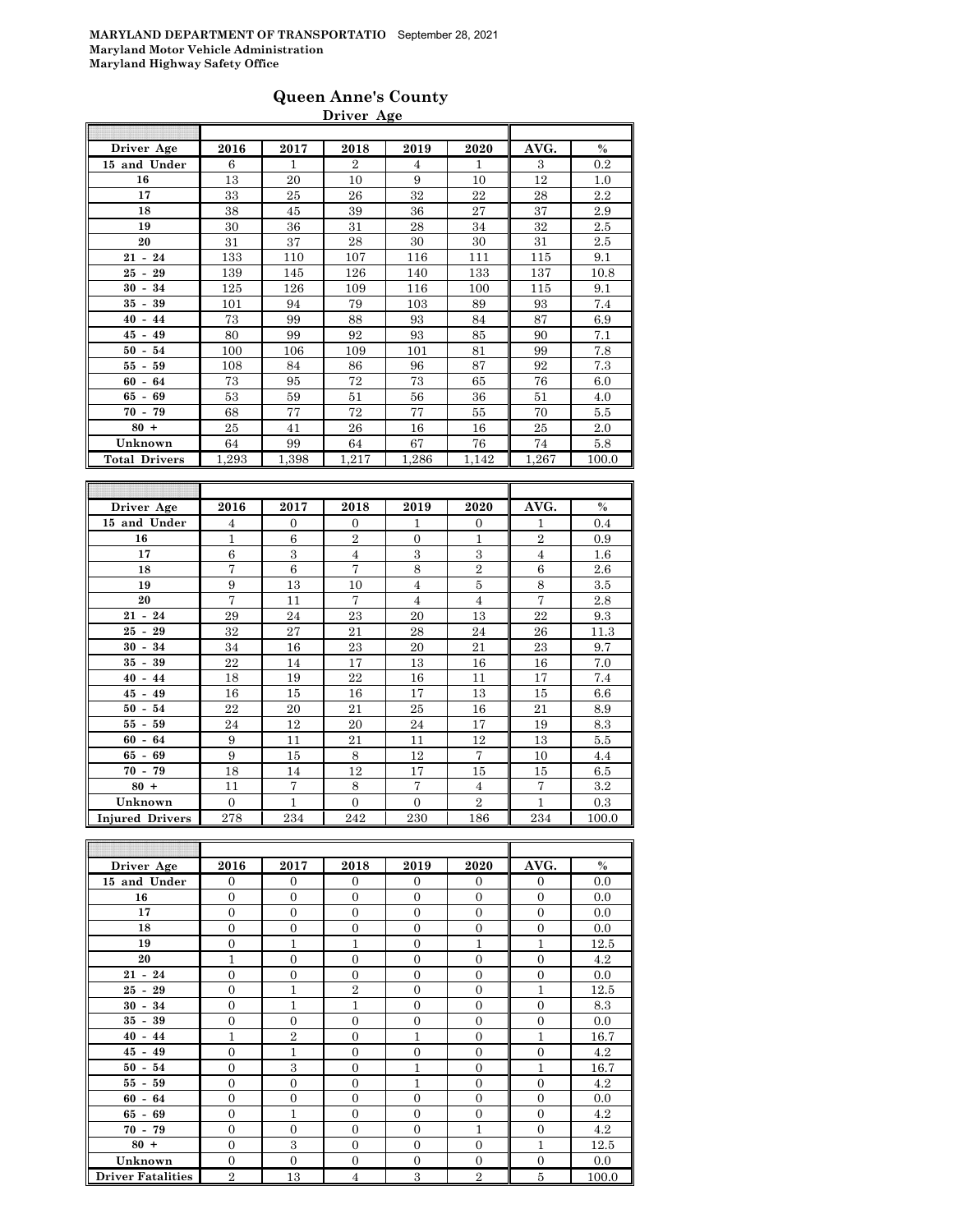**MARYLAND DEPARTMENT OF TRANSPORTATIO** September 28, 2021
**Maryland Motor Vehicle Administration**
**Maryland Highway Safety Office**

## Queen Anne's County

### Driver Age

| Driver Age | 2016 | 2017 | 2018 | 2019 | 2020 | AVG. | % |
|---|---|---|---|---|---|---|---|
| 15 and Under | 6 | 1 | 2 | 4 | 1 | 3 | 0.2 |
| 16 | 13 | 20 | 10 | 9 | 10 | 12 | 1.0 |
| 17 | 33 | 25 | 26 | 32 | 22 | 28 | 2.2 |
| 18 | 38 | 45 | 39 | 36 | 27 | 37 | 2.9 |
| 19 | 30 | 36 | 31 | 28 | 34 | 32 | 2.5 |
| 20 | 31 | 37 | 28 | 30 | 30 | 31 | 2.5 |
| 21 - 24 | 133 | 110 | 107 | 116 | 111 | 115 | 9.1 |
| 25 - 29 | 139 | 145 | 126 | 140 | 133 | 137 | 10.8 |
| 30 - 34 | 125 | 126 | 109 | 116 | 100 | 115 | 9.1 |
| 35 - 39 | 101 | 94 | 79 | 103 | 89 | 93 | 7.4 |
| 40 - 44 | 73 | 99 | 88 | 93 | 84 | 87 | 6.9 |
| 45 - 49 | 80 | 99 | 92 | 93 | 85 | 90 | 7.1 |
| 50 - 54 | 100 | 106 | 109 | 101 | 81 | 99 | 7.8 |
| 55 - 59 | 108 | 84 | 86 | 96 | 87 | 92 | 7.3 |
| 60 - 64 | 73 | 95 | 72 | 73 | 65 | 76 | 6.0 |
| 65 - 69 | 53 | 59 | 51 | 56 | 36 | 51 | 4.0 |
| 70 - 79 | 68 | 77 | 72 | 77 | 55 | 70 | 5.5 |
| 80 + | 25 | 41 | 26 | 16 | 16 | 25 | 2.0 |
| Unknown | 64 | 99 | 64 | 67 | 76 | 74 | 5.8 |
| Total Drivers | 1,293 | 1,398 | 1,217 | 1,286 | 1,142 | 1,267 | 100.0 |

| Driver Age | 2016 | 2017 | 2018 | 2019 | 2020 | AVG. | % |
|---|---|---|---|---|---|---|---|
| 15 and Under | 4 | 0 | 0 | 1 | 0 | 1 | 0.4 |
| 16 | 1 | 6 | 2 | 0 | 1 | 2 | 0.9 |
| 17 | 6 | 3 | 4 | 3 | 3 | 4 | 1.6 |
| 18 | 7 | 6 | 7 | 8 | 2 | 6 | 2.6 |
| 19 | 9 | 13 | 10 | 4 | 5 | 8 | 3.5 |
| 20 | 7 | 11 | 7 | 4 | 4 | 7 | 2.8 |
| 21 - 24 | 29 | 24 | 23 | 20 | 13 | 22 | 9.3 |
| 25 - 29 | 32 | 27 | 21 | 28 | 24 | 26 | 11.3 |
| 30 - 34 | 34 | 16 | 23 | 20 | 21 | 23 | 9.7 |
| 35 - 39 | 22 | 14 | 17 | 13 | 16 | 16 | 7.0 |
| 40 - 44 | 18 | 19 | 22 | 16 | 11 | 17 | 7.4 |
| 45 - 49 | 16 | 15 | 16 | 17 | 13 | 15 | 6.6 |
| 50 - 54 | 22 | 20 | 21 | 25 | 16 | 21 | 8.9 |
| 55 - 59 | 24 | 12 | 20 | 24 | 17 | 19 | 8.3 |
| 60 - 64 | 9 | 11 | 21 | 11 | 12 | 13 | 5.5 |
| 65 - 69 | 9 | 15 | 8 | 12 | 7 | 10 | 4.4 |
| 70 - 79 | 18 | 14 | 12 | 17 | 15 | 15 | 6.5 |
| 80 + | 11 | 7 | 8 | 7 | 4 | 7 | 3.2 |
| Unknown | 0 | 1 | 0 | 0 | 2 | 1 | 0.3 |
| Injured Drivers | 278 | 234 | 242 | 230 | 186 | 234 | 100.0 |

| Driver Age | 2016 | 2017 | 2018 | 2019 | 2020 | AVG. | % |
|---|---|---|---|---|---|---|---|
| 15 and Under | 0 | 0 | 0 | 0 | 0 | 0 | 0.0 |
| 16 | 0 | 0 | 0 | 0 | 0 | 0 | 0.0 |
| 17 | 0 | 0 | 0 | 0 | 0 | 0 | 0.0 |
| 18 | 0 | 0 | 0 | 0 | 0 | 0 | 0.0 |
| 19 | 0 | 1 | 1 | 0 | 1 | 1 | 12.5 |
| 20 | 1 | 0 | 0 | 0 | 0 | 0 | 4.2 |
| 21 - 24 | 0 | 0 | 0 | 0 | 0 | 0 | 0.0 |
| 25 - 29 | 0 | 1 | 2 | 0 | 0 | 1 | 12.5 |
| 30 - 34 | 0 | 1 | 1 | 0 | 0 | 0 | 8.3 |
| 35 - 39 | 0 | 0 | 0 | 0 | 0 | 0 | 0.0 |
| 40 - 44 | 1 | 2 | 0 | 1 | 0 | 1 | 16.7 |
| 45 - 49 | 0 | 1 | 0 | 0 | 0 | 0 | 4.2 |
| 50 - 54 | 0 | 3 | 0 | 1 | 0 | 1 | 16.7 |
| 55 - 59 | 0 | 0 | 0 | 1 | 0 | 0 | 4.2 |
| 60 - 64 | 0 | 0 | 0 | 0 | 0 | 0 | 0.0 |
| 65 - 69 | 0 | 1 | 0 | 0 | 0 | 0 | 4.2 |
| 70 - 79 | 0 | 0 | 0 | 0 | 1 | 0 | 4.2 |
| 80 + | 0 | 3 | 0 | 0 | 0 | 1 | 12.5 |
| Unknown | 0 | 0 | 0 | 0 | 0 | 0 | 0.0 |
| Driver Fatalities | 2 | 13 | 4 | 3 | 2 | 5 | 100.0 |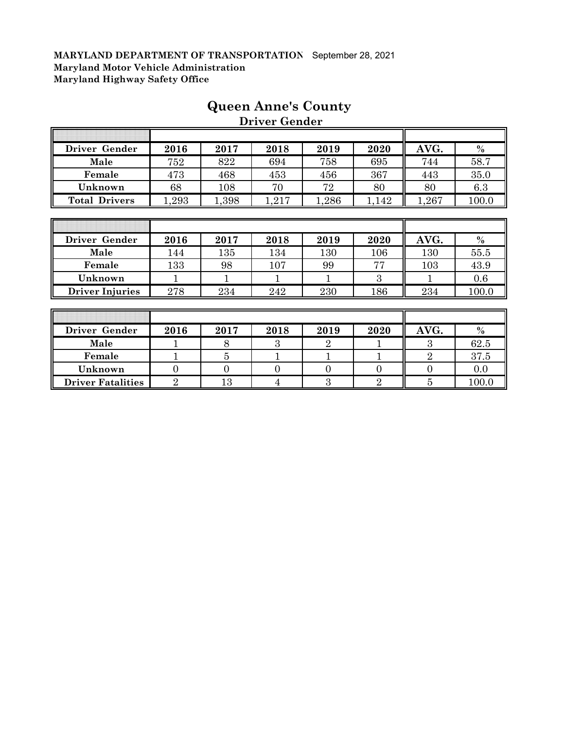**MARYLAND DEPARTMENT OF TRANSPORTATION** September 28, 2021
**Maryland Motor Vehicle Administration**
**Maryland Highway Safety Office**

# Queen Anne's County

## Driver Gender

| Driver Gender | 2016 | 2017 | 2018 | 2019 | 2020 | AVG. | % |
|---|---|---|---|---|---|---|---|
| **Male** | 752 | 822 | 694 | 758 | 695 | 744 | 58.7 |
| **Female** | 473 | 468 | 453 | 456 | 367 | 443 | 35.0 |
| **Unknown** | 68 | 108 | 70 | 72 | 80 | 80 | 6.3 |
| **Total Drivers** | 1,293 | 1,398 | 1,217 | 1,286 | 1,142 | 1,267 | 100.0 |

| Driver Gender | 2016 | 2017 | 2018 | 2019 | 2020 | AVG. | % |
|---|---|---|---|---|---|---|---|
| **Male** | 144 | 135 | 134 | 130 | 106 | 130 | 55.5 |
| **Female** | 133 | 98 | 107 | 99 | 77 | 103 | 43.9 |
| **Unknown** | 1 | 1 | 1 | 1 | 3 | 1 | 0.6 |
| **Driver Injuries** | 278 | 234 | 242 | 230 | 186 | 234 | 100.0 |

| Driver Gender | 2016 | 2017 | 2018 | 2019 | 2020 | AVG. | % |
|---|---|---|---|---|---|---|---|
| **Male** | 1 | 8 | 3 | 2 | 1 | 3 | 62.5 |
| **Female** | 1 | 5 | 1 | 1 | 1 | 2 | 37.5 |
| **Unknown** | 0 | 0 | 0 | 0 | 0 | 0 | 0.0 |
| **Driver Fatalities** | 2 | 13 | 4 | 3 | 2 | 5 | 100.0 |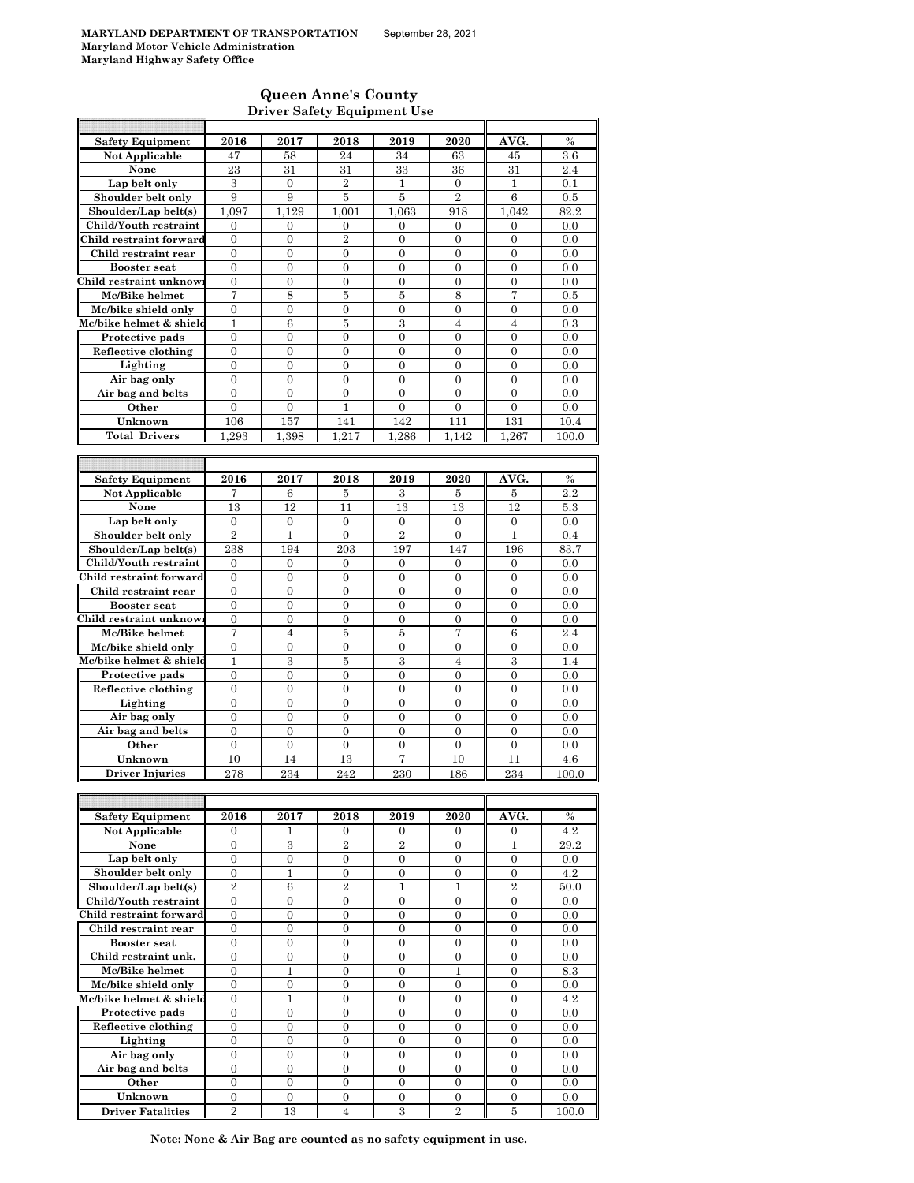**MARYLAND DEPARTMENT OF TRANSPORTATION** September 28, 2021
**Maryland Motor Vehicle Administration**
**Maryland Highway Safety Office**

## Queen Anne's County

### Driver Safety Equipment Use

| Safety Equipment | 2016 | 2017 | 2018 | 2019 | 2020 | AVG. | % |
|---|---|---|---|---|---|---|---|
| Not Applicable | 47 | 58 | 24 | 34 | 63 | 45 | 3.6 |
| None | 23 | 31 | 31 | 33 | 36 | 31 | 2.4 |
| Lap belt only | 3 | 0 | 2 | 1 | 0 | 1 | 0.1 |
| Shoulder belt only | 9 | 9 | 5 | 5 | 2 | 6 | 0.5 |
| Shoulder/Lap belt(s) | 1,097 | 1,129 | 1,001 | 1,063 | 918 | 1,042 | 82.2 |
| Child/Youth restraint | 0 | 0 | 0 | 0 | 0 | 0 | 0.0 |
| Child restraint forward | 0 | 0 | 2 | 0 | 0 | 0 | 0.0 |
| Child restraint rear | 0 | 0 | 0 | 0 | 0 | 0 | 0.0 |
| Booster seat | 0 | 0 | 0 | 0 | 0 | 0 | 0.0 |
| Child restraint unknown | 0 | 0 | 0 | 0 | 0 | 0 | 0.0 |
| Mc/Bike helmet | 7 | 8 | 5 | 5 | 8 | 7 | 0.5 |
| Mc/bike shield only | 0 | 0 | 0 | 0 | 0 | 0 | 0.0 |
| Mc/bike helmet & shield | 1 | 6 | 5 | 3 | 4 | 4 | 0.3 |
| Protective pads | 0 | 0 | 0 | 0 | 0 | 0 | 0.0 |
| Reflective clothing | 0 | 0 | 0 | 0 | 0 | 0 | 0.0 |
| Lighting | 0 | 0 | 0 | 0 | 0 | 0 | 0.0 |
| Air bag only | 0 | 0 | 0 | 0 | 0 | 0 | 0.0 |
| Air bag and belts | 0 | 0 | 0 | 0 | 0 | 0 | 0.0 |
| Other | 0 | 0 | 1 | 0 | 0 | 0 | 0.0 |
| Unknown | 106 | 157 | 141 | 142 | 111 | 131 | 10.4 |
| Total Drivers | 1,293 | 1,398 | 1,217 | 1,286 | 1,142 | 1,267 | 100.0 |

| Safety Equipment | 2016 | 2017 | 2018 | 2019 | 2020 | AVG. | % |
|---|---|---|---|---|---|---|---|
| Not Applicable | 7 | 6 | 5 | 3 | 5 | 5 | 2.2 |
| None | 13 | 12 | 11 | 13 | 13 | 12 | 5.3 |
| Lap belt only | 0 | 0 | 0 | 0 | 0 | 0 | 0.0 |
| Shoulder belt only | 2 | 1 | 0 | 2 | 0 | 1 | 0.4 |
| Shoulder/Lap belt(s) | 238 | 194 | 203 | 197 | 147 | 196 | 83.7 |
| Child/Youth restraint | 0 | 0 | 0 | 0 | 0 | 0 | 0.0 |
| Child restraint forward | 0 | 0 | 0 | 0 | 0 | 0 | 0.0 |
| Child restraint rear | 0 | 0 | 0 | 0 | 0 | 0 | 0.0 |
| Booster seat | 0 | 0 | 0 | 0 | 0 | 0 | 0.0 |
| Child restraint unknown | 0 | 0 | 0 | 0 | 0 | 0 | 0.0 |
| Mc/Bike helmet | 7 | 4 | 5 | 5 | 7 | 6 | 2.4 |
| Mc/bike shield only | 0 | 0 | 0 | 0 | 0 | 0 | 0.0 |
| Mc/bike helmet & shield | 1 | 3 | 5 | 3 | 4 | 3 | 1.4 |
| Protective pads | 0 | 0 | 0 | 0 | 0 | 0 | 0.0 |
| Reflective clothing | 0 | 0 | 0 | 0 | 0 | 0 | 0.0 |
| Lighting | 0 | 0 | 0 | 0 | 0 | 0 | 0.0 |
| Air bag only | 0 | 0 | 0 | 0 | 0 | 0 | 0.0 |
| Air bag and belts | 0 | 0 | 0 | 0 | 0 | 0 | 0.0 |
| Other | 0 | 0 | 0 | 0 | 0 | 0 | 0.0 |
| Unknown | 10 | 14 | 13 | 7 | 10 | 11 | 4.6 |
| Driver Injuries | 278 | 234 | 242 | 230 | 186 | 234 | 100.0 |

| Safety Equipment | 2016 | 2017 | 2018 | 2019 | 2020 | AVG. | % |
|---|---|---|---|---|---|---|---|
| Not Applicable | 0 | 1 | 0 | 0 | 0 | 0 | 4.2 |
| None | 0 | 3 | 2 | 2 | 0 | 1 | 29.2 |
| Lap belt only | 0 | 0 | 0 | 0 | 0 | 0 | 0.0 |
| Shoulder belt only | 0 | 1 | 0 | 0 | 0 | 0 | 4.2 |
| Shoulder/Lap belt(s) | 2 | 6 | 2 | 1 | 1 | 2 | 50.0 |
| Child/Youth restraint | 0 | 0 | 0 | 0 | 0 | 0 | 0.0 |
| Child restraint forward | 0 | 0 | 0 | 0 | 0 | 0 | 0.0 |
| Child restraint rear | 0 | 0 | 0 | 0 | 0 | 0 | 0.0 |
| Booster seat | 0 | 0 | 0 | 0 | 0 | 0 | 0.0 |
| Child restraint unk. | 0 | 0 | 0 | 0 | 0 | 0 | 0.0 |
| Mc/Bike helmet | 0 | 1 | 0 | 0 | 1 | 0 | 8.3 |
| Mc/bike shield only | 0 | 0 | 0 | 0 | 0 | 0 | 0.0 |
| Mc/bike helmet & shield | 0 | 1 | 0 | 0 | 0 | 0 | 4.2 |
| Protective pads | 0 | 0 | 0 | 0 | 0 | 0 | 0.0 |
| Reflective clothing | 0 | 0 | 0 | 0 | 0 | 0 | 0.0 |
| Lighting | 0 | 0 | 0 | 0 | 0 | 0 | 0.0 |
| Air bag only | 0 | 0 | 0 | 0 | 0 | 0 | 0.0 |
| Air bag and belts | 0 | 0 | 0 | 0 | 0 | 0 | 0.0 |
| Other | 0 | 0 | 0 | 0 | 0 | 0 | 0.0 |
| Unknown | 0 | 0 | 0 | 0 | 0 | 0 | 0.0 |
| Driver Fatalities | 2 | 13 | 4 | 3 | 2 | 5 | 100.0 |

**Note: None & Air Bag are counted as no safety equipment in use.**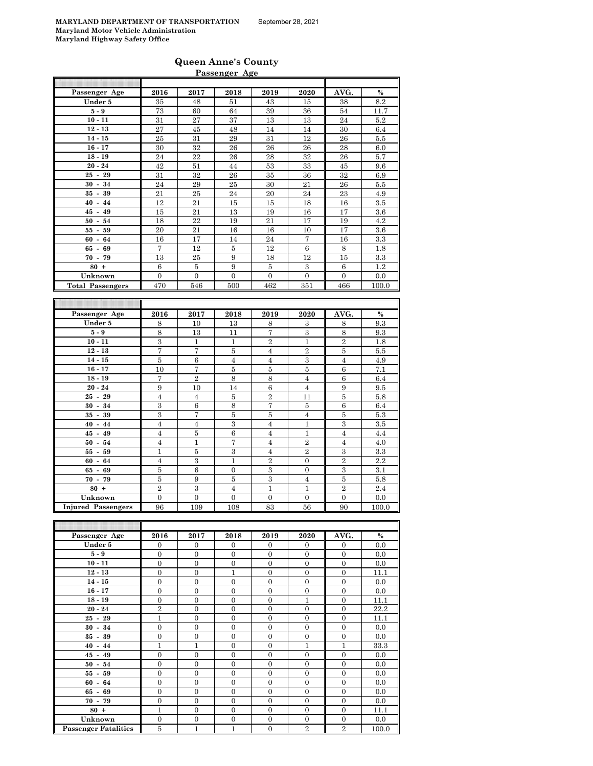**MARYLAND DEPARTMENT OF TRANSPORTATION** September 28, 2021
**Maryland Motor Vehicle Administration**
**Maryland Highway Safety Office**

## Queen Anne's County

### Passenger Age

| Passenger Age | 2016 | 2017 | 2018 | 2019 | 2020 | AVG. | % |
|---|---|---|---|---|---|---|---|
| Under 5 | 35 | 48 | 51 | 43 | 15 | 38 | 8.2 |
| 5 - 9 | 73 | 60 | 64 | 39 | 36 | 54 | 11.7 |
| 10 - 11 | 31 | 27 | 37 | 13 | 13 | 24 | 5.2 |
| 12 - 13 | 27 | 45 | 48 | 14 | 14 | 30 | 6.4 |
| 14 - 15 | 25 | 31 | 29 | 31 | 12 | 26 | 5.5 |
| 16 - 17 | 30 | 32 | 26 | 26 | 26 | 28 | 6.0 |
| 18 - 19 | 24 | 22 | 26 | 28 | 32 | 26 | 5.7 |
| 20 - 24 | 42 | 51 | 44 | 53 | 33 | 45 | 9.6 |
| 25 - 29 | 31 | 32 | 26 | 35 | 36 | 32 | 6.9 |
| 30 - 34 | 24 | 29 | 25 | 30 | 21 | 26 | 5.5 |
| 35 - 39 | 21 | 25 | 24 | 20 | 24 | 23 | 4.9 |
| 40 - 44 | 12 | 21 | 15 | 15 | 18 | 16 | 3.5 |
| 45 - 49 | 15 | 21 | 13 | 19 | 16 | 17 | 3.6 |
| 50 - 54 | 18 | 22 | 19 | 21 | 17 | 19 | 4.2 |
| 55 - 59 | 20 | 21 | 16 | 16 | 10 | 17 | 3.6 |
| 60 - 64 | 16 | 17 | 14 | 24 | 7 | 16 | 3.3 |
| 65 - 69 | 7 | 12 | 5 | 12 | 6 | 8 | 1.8 |
| 70 - 79 | 13 | 25 | 9 | 18 | 12 | 15 | 3.3 |
| 80 + | 6 | 5 | 9 | 5 | 3 | 6 | 1.2 |
| Unknown | 0 | 0 | 0 | 0 | 0 | 0 | 0.0 |
| Total Passengers | 470 | 546 | 500 | 462 | 351 | 466 | 100.0 |

| Passenger Age | 2016 | 2017 | 2018 | 2019 | 2020 | AVG. | % |
|---|---|---|---|---|---|---|---|
| Under 5 | 8 | 10 | 13 | 8 | 3 | 8 | 9.3 |
| 5 - 9 | 8 | 13 | 11 | 7 | 3 | 8 | 9.3 |
| 10 - 11 | 3 | 1 | 1 | 2 | 1 | 2 | 1.8 |
| 12 - 13 | 7 | 7 | 5 | 4 | 2 | 5 | 5.5 |
| 14 - 15 | 5 | 6 | 4 | 4 | 3 | 4 | 4.9 |
| 16 - 17 | 10 | 7 | 5 | 5 | 5 | 6 | 7.1 |
| 18 - 19 | 7 | 2 | 8 | 8 | 4 | 6 | 6.4 |
| 20 - 24 | 9 | 10 | 14 | 6 | 4 | 9 | 9.5 |
| 25 - 29 | 4 | 4 | 5 | 2 | 11 | 5 | 5.8 |
| 30 - 34 | 3 | 6 | 8 | 7 | 5 | 6 | 6.4 |
| 35 - 39 | 3 | 7 | 5 | 5 | 4 | 5 | 5.3 |
| 40 - 44 | 4 | 4 | 3 | 4 | 1 | 3 | 3.5 |
| 45 - 49 | 4 | 5 | 6 | 4 | 1 | 4 | 4.4 |
| 50 - 54 | 4 | 1 | 7 | 4 | 2 | 4 | 4.0 |
| 55 - 59 | 1 | 5 | 3 | 4 | 2 | 3 | 3.3 |
| 60 - 64 | 4 | 3 | 1 | 2 | 0 | 2 | 2.2 |
| 65 - 69 | 5 | 6 | 0 | 3 | 0 | 3 | 3.1 |
| 70 - 79 | 5 | 9 | 5 | 3 | 4 | 5 | 5.8 |
| 80 + | 2 | 3 | 4 | 1 | 1 | 2 | 2.4 |
| Unknown | 0 | 0 | 0 | 0 | 0 | 0 | 0.0 |
| Injured Passengers | 96 | 109 | 108 | 83 | 56 | 90 | 100.0 |

| Passenger Age | 2016 | 2017 | 2018 | 2019 | 2020 | AVG. | % |
|---|---|---|---|---|---|---|---|
| Under 5 | 0 | 0 | 0 | 0 | 0 | 0 | 0.0 |
| 5 - 9 | 0 | 0 | 0 | 0 | 0 | 0 | 0.0 |
| 10 - 11 | 0 | 0 | 0 | 0 | 0 | 0 | 0.0 |
| 12 - 13 | 0 | 0 | 1 | 0 | 0 | 0 | 11.1 |
| 14 - 15 | 0 | 0 | 0 | 0 | 0 | 0 | 0.0 |
| 16 - 17 | 0 | 0 | 0 | 0 | 0 | 0 | 0.0 |
| 18 - 19 | 0 | 0 | 0 | 0 | 1 | 0 | 11.1 |
| 20 - 24 | 2 | 0 | 0 | 0 | 0 | 0 | 22.2 |
| 25 - 29 | 1 | 0 | 0 | 0 | 0 | 0 | 11.1 |
| 30 - 34 | 0 | 0 | 0 | 0 | 0 | 0 | 0.0 |
| 35 - 39 | 0 | 0 | 0 | 0 | 0 | 0 | 0.0 |
| 40 - 44 | 1 | 1 | 0 | 0 | 1 | 1 | 33.3 |
| 45 - 49 | 0 | 0 | 0 | 0 | 0 | 0 | 0.0 |
| 50 - 54 | 0 | 0 | 0 | 0 | 0 | 0 | 0.0 |
| 55 - 59 | 0 | 0 | 0 | 0 | 0 | 0 | 0.0 |
| 60 - 64 | 0 | 0 | 0 | 0 | 0 | 0 | 0.0 |
| 65 - 69 | 0 | 0 | 0 | 0 | 0 | 0 | 0.0 |
| 70 - 79 | 0 | 0 | 0 | 0 | 0 | 0 | 0.0 |
| 80 + | 1 | 0 | 0 | 0 | 0 | 0 | 11.1 |
| Unknown | 0 | 0 | 0 | 0 | 0 | 0 | 0.0 |
| Passenger Fatalities | 5 | 1 | 1 | 0 | 2 | 2 | 100.0 |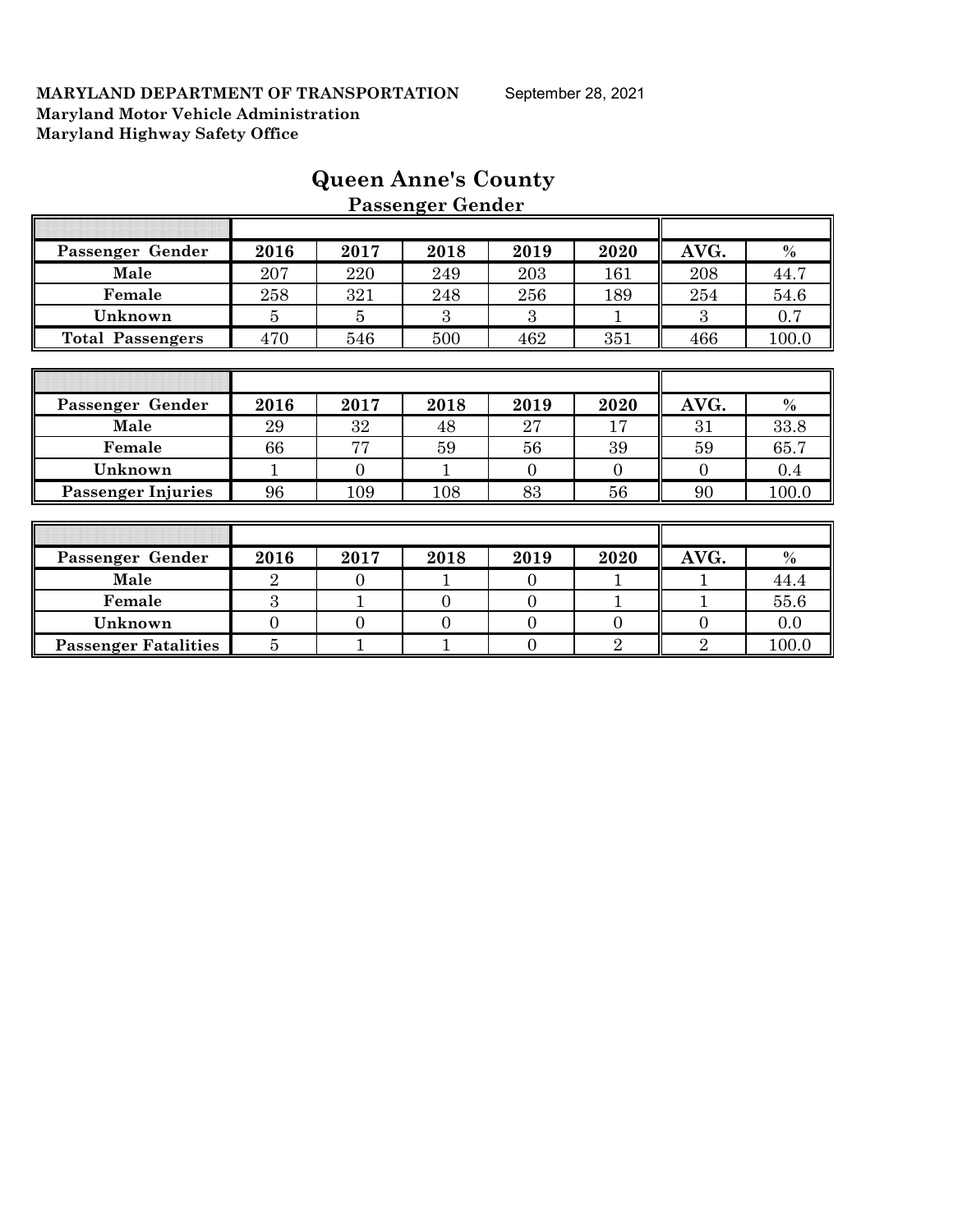**MARYLAND DEPARTMENT OF TRANSPORTATION** September 28, 2021
**Maryland Motor Vehicle Administration**
**Maryland Highway Safety Office**

# Queen Anne's County

## Passenger Gender

| Passenger Gender | 2016 | 2017 | 2018 | 2019 | 2020 | AVG. | % |
|---|---|---|---|---|---|---|---|
| Male | 207 | 220 | 249 | 203 | 161 | 208 | 44.7 |
| Female | 258 | 321 | 248 | 256 | 189 | 254 | 54.6 |
| Unknown | 5 | 5 | 3 | 3 | 1 | 3 | 0.7 |
| Total Passengers | 470 | 546 | 500 | 462 | 351 | 466 | 100.0 |

| Passenger Gender | 2016 | 2017 | 2018 | 2019 | 2020 | AVG. | % |
|---|---|---|---|---|---|---|---|
| Male | 29 | 32 | 48 | 27 | 17 | 31 | 33.8 |
| Female | 66 | 77 | 59 | 56 | 39 | 59 | 65.7 |
| Unknown | 1 | 0 | 1 | 0 | 0 | 0 | 0.4 |
| Passenger Injuries | 96 | 109 | 108 | 83 | 56 | 90 | 100.0 |

| Passenger Gender | 2016 | 2017 | 2018 | 2019 | 2020 | AVG. | % |
|---|---|---|---|---|---|---|---|
| Male | 2 | 0 | 1 | 0 | 1 | 1 | 44.4 |
| Female | 3 | 1 | 0 | 0 | 1 | 1 | 55.6 |
| Unknown | 0 | 0 | 0 | 0 | 0 | 0 | 0.0 |
| Passenger Fatalities | 5 | 1 | 1 | 0 | 2 | 2 | 100.0 |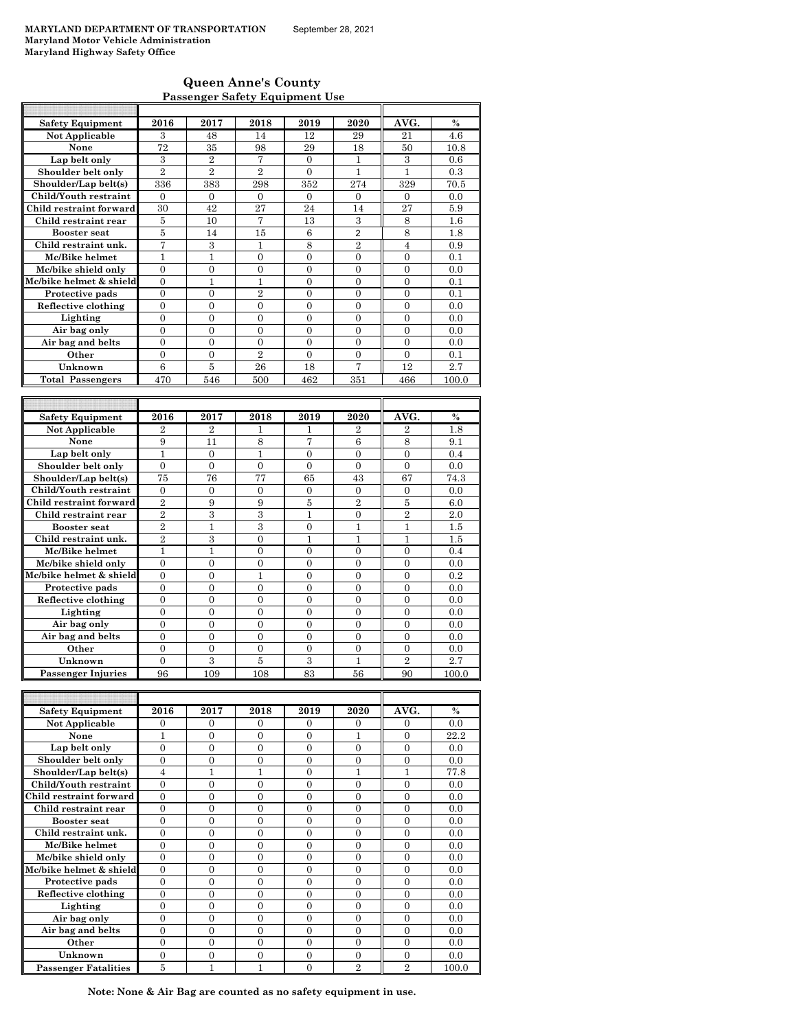**MARYLAND DEPARTMENT OF TRANSPORTATION** September 28, 2021
**Maryland Motor Vehicle Administration**
**Maryland Highway Safety Office**

## Queen Anne's County

### Passenger Safety Equipment Use

| Safety Equipment | 2016 | 2017 | 2018 | 2019 | 2020 | AVG. | % |
|---|---|---|---|---|---|---|---|
| Not Applicable | 3 | 48 | 14 | 12 | 29 | 21 | 4.6 |
| None | 72 | 35 | 98 | 29 | 18 | 50 | 10.8 |
| Lap belt only | 3 | 2 | 7 | 0 | 1 | 3 | 0.6 |
| Shoulder belt only | 2 | 2 | 2 | 0 | 1 | 1 | 0.3 |
| Shoulder/Lap belt(s) | 336 | 383 | 298 | 352 | 274 | 329 | 70.5 |
| Child/Youth restraint | 0 | 0 | 0 | 0 | 0 | 0 | 0.0 |
| Child restraint forward | 30 | 42 | 27 | 24 | 14 | 27 | 5.9 |
| Child restraint rear | 5 | 10 | 7 | 13 | 3 | 8 | 1.6 |
| Booster seat | 5 | 14 | 15 | 6 | 2 | 8 | 1.8 |
| Child restraint unk. | 7 | 3 | 1 | 8 | 2 | 4 | 0.9 |
| Mc/Bike helmet | 1 | 1 | 0 | 0 | 0 | 0 | 0.1 |
| Mc/bike shield only | 0 | 0 | 0 | 0 | 0 | 0 | 0.0 |
| Mc/bike helmet & shield | 0 | 1 | 1 | 0 | 0 | 0 | 0.1 |
| Protective pads | 0 | 0 | 2 | 0 | 0 | 0 | 0.1 |
| Reflective clothing | 0 | 0 | 0 | 0 | 0 | 0 | 0.0 |
| Lighting | 0 | 0 | 0 | 0 | 0 | 0 | 0.0 |
| Air bag only | 0 | 0 | 0 | 0 | 0 | 0 | 0.0 |
| Air bag and belts | 0 | 0 | 0 | 0 | 0 | 0 | 0.0 |
| Other | 0 | 0 | 2 | 0 | 0 | 0 | 0.1 |
| Unknown | 6 | 5 | 26 | 18 | 7 | 12 | 2.7 |
| Total Passengers | 470 | 546 | 500 | 462 | 351 | 466 | 100.0 |

| Safety Equipment | 2016 | 2017 | 2018 | 2019 | 2020 | AVG. | % |
|---|---|---|---|---|---|---|---|
| Not Applicable | 2 | 2 | 1 | 1 | 2 | 2 | 1.8 |
| None | 9 | 11 | 8 | 7 | 6 | 8 | 9.1 |
| Lap belt only | 1 | 0 | 1 | 0 | 0 | 0 | 0.4 |
| Shoulder belt only | 0 | 0 | 0 | 0 | 0 | 0 | 0.0 |
| Shoulder/Lap belt(s) | 75 | 76 | 77 | 65 | 43 | 67 | 74.3 |
| Child/Youth restraint | 0 | 0 | 0 | 0 | 0 | 0 | 0.0 |
| Child restraint forward | 2 | 9 | 9 | 5 | 2 | 5 | 6.0 |
| Child restraint rear | 2 | 3 | 3 | 1 | 0 | 2 | 2.0 |
| Booster seat | 2 | 1 | 3 | 0 | 1 | 1 | 1.5 |
| Child restraint unk. | 2 | 3 | 0 | 1 | 1 | 1 | 1.5 |
| Mc/Bike helmet | 1 | 1 | 0 | 0 | 0 | 0 | 0.4 |
| Mc/bike shield only | 0 | 0 | 0 | 0 | 0 | 0 | 0.0 |
| Mc/bike helmet & shield | 0 | 0 | 1 | 0 | 0 | 0 | 0.2 |
| Protective pads | 0 | 0 | 0 | 0 | 0 | 0 | 0.0 |
| Reflective clothing | 0 | 0 | 0 | 0 | 0 | 0 | 0.0 |
| Lighting | 0 | 0 | 0 | 0 | 0 | 0 | 0.0 |
| Air bag only | 0 | 0 | 0 | 0 | 0 | 0 | 0.0 |
| Air bag and belts | 0 | 0 | 0 | 0 | 0 | 0 | 0.0 |
| Other | 0 | 0 | 0 | 0 | 0 | 0 | 0.0 |
| Unknown | 0 | 3 | 5 | 3 | 1 | 2 | 2.7 |
| Passenger Injuries | 96 | 109 | 108 | 83 | 56 | 90 | 100.0 |

| Safety Equipment | 2016 | 2017 | 2018 | 2019 | 2020 | AVG. | % |
|---|---|---|---|---|---|---|---|
| Not Applicable | 0 | 0 | 0 | 0 | 0 | 0 | 0.0 |
| None | 1 | 0 | 0 | 0 | 1 | 0 | 22.2 |
| Lap belt only | 0 | 0 | 0 | 0 | 0 | 0 | 0.0 |
| Shoulder belt only | 0 | 0 | 0 | 0 | 0 | 0 | 0.0 |
| Shoulder/Lap belt(s) | 4 | 1 | 1 | 0 | 1 | 1 | 77.8 |
| Child/Youth restraint | 0 | 0 | 0 | 0 | 0 | 0 | 0.0 |
| Child restraint forward | 0 | 0 | 0 | 0 | 0 | 0 | 0.0 |
| Child restraint rear | 0 | 0 | 0 | 0 | 0 | 0 | 0.0 |
| Booster seat | 0 | 0 | 0 | 0 | 0 | 0 | 0.0 |
| Child restraint unk. | 0 | 0 | 0 | 0 | 0 | 0 | 0.0 |
| Mc/Bike helmet | 0 | 0 | 0 | 0 | 0 | 0 | 0.0 |
| Mc/bike shield only | 0 | 0 | 0 | 0 | 0 | 0 | 0.0 |
| Mc/bike helmet & shield | 0 | 0 | 0 | 0 | 0 | 0 | 0.0 |
| Protective pads | 0 | 0 | 0 | 0 | 0 | 0 | 0.0 |
| Reflective clothing | 0 | 0 | 0 | 0 | 0 | 0 | 0.0 |
| Lighting | 0 | 0 | 0 | 0 | 0 | 0 | 0.0 |
| Air bag only | 0 | 0 | 0 | 0 | 0 | 0 | 0.0 |
| Air bag and belts | 0 | 0 | 0 | 0 | 0 | 0 | 0.0 |
| Other | 0 | 0 | 0 | 0 | 0 | 0 | 0.0 |
| Unknown | 0 | 0 | 0 | 0 | 0 | 0 | 0.0 |
| Passenger Fatalities | 5 | 1 | 1 | 0 | 2 | 2 | 100.0 |

**Note: None & Air Bag are counted as no safety equipment in use.**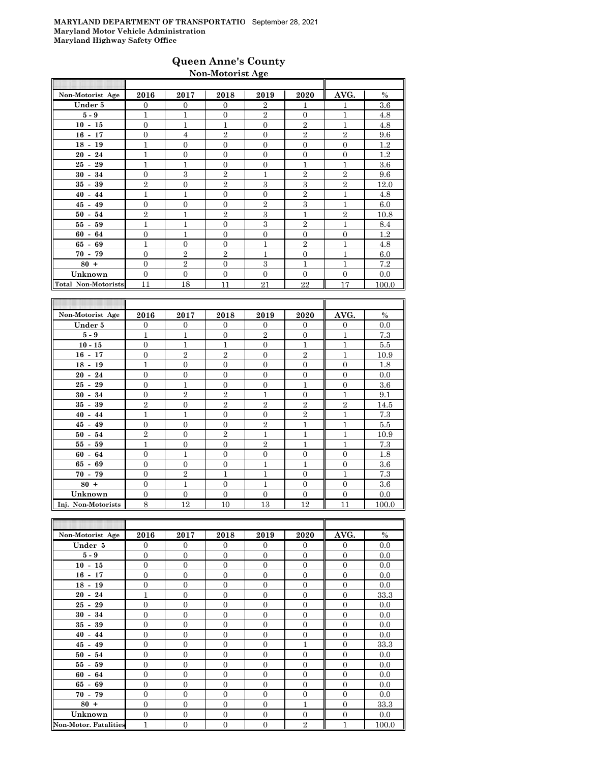**MARYLAND DEPARTMENT OF TRANSPORTATIO** September 28, 2021
**Maryland Motor Vehicle Administration**
**Maryland Highway Safety Office**

## Queen Anne's County

### Non-Motorist Age

| Non-Motorist Age | 2016 | 2017 | 2018 | 2019 | 2020 | AVG. | % |
|---|---|---|---|---|---|---|---|
| Under 5 | 0 | 0 | 0 | 2 | 1 | 1 | 3.6 |
| 5 - 9 | 1 | 1 | 0 | 2 | 0 | 1 | 4.8 |
| 10 - 15 | 0 | 1 | 1 | 0 | 2 | 1 | 4.8 |
| 16 - 17 | 0 | 4 | 2 | 0 | 2 | 2 | 9.6 |
| 18 - 19 | 1 | 0 | 0 | 0 | 0 | 0 | 1.2 |
| 20 - 24 | 1 | 0 | 0 | 0 | 0 | 0 | 1.2 |
| 25 - 29 | 1 | 1 | 0 | 0 | 1 | 1 | 3.6 |
| 30 - 34 | 0 | 3 | 2 | 1 | 2 | 2 | 9.6 |
| 35 - 39 | 2 | 0 | 2 | 3 | 3 | 2 | 12.0 |
| 40 - 44 | 1 | 1 | 0 | 0 | 2 | 1 | 4.8 |
| 45 - 49 | 0 | 0 | 0 | 2 | 3 | 1 | 6.0 |
| 50 - 54 | 2 | 1 | 2 | 3 | 1 | 2 | 10.8 |
| 55 - 59 | 1 | 1 | 0 | 3 | 2 | 1 | 8.4 |
| 60 - 64 | 0 | 1 | 0 | 0 | 0 | 0 | 1.2 |
| 65 - 69 | 1 | 0 | 0 | 1 | 2 | 1 | 4.8 |
| 70 - 79 | 0 | 2 | 2 | 1 | 0 | 1 | 6.0 |
| 80 + | 0 | 2 | 0 | 3 | 1 | 1 | 7.2 |
| Unknown | 0 | 0 | 0 | 0 | 0 | 0 | 0.0 |
| Total Non-Motorists | 11 | 18 | 11 | 21 | 22 | 17 | 100.0 |

| Non-Motorist Age | 2016 | 2017 | 2018 | 2019 | 2020 | AVG. | % |
|---|---|---|---|---|---|---|---|
| Under 5 | 0 | 0 | 0 | 0 | 0 | 0 | 0.0 |
| 5 - 9 | 1 | 1 | 0 | 2 | 0 | 1 | 7.3 |
| 10 - 15 | 0 | 1 | 1 | 0 | 1 | 1 | 5.5 |
| 16 - 17 | 0 | 2 | 2 | 0 | 2 | 1 | 10.9 |
| 18 - 19 | 1 | 0 | 0 | 0 | 0 | 0 | 1.8 |
| 20 - 24 | 0 | 0 | 0 | 0 | 0 | 0 | 0.0 |
| 25 - 29 | 0 | 1 | 0 | 0 | 1 | 0 | 3.6 |
| 30 - 34 | 0 | 2 | 2 | 1 | 0 | 1 | 9.1 |
| 35 - 39 | 2 | 0 | 2 | 2 | 2 | 2 | 14.5 |
| 40 - 44 | 1 | 1 | 0 | 0 | 2 | 1 | 7.3 |
| 45 - 49 | 0 | 0 | 0 | 2 | 1 | 1 | 5.5 |
| 50 - 54 | 2 | 0 | 2 | 1 | 1 | 1 | 10.9 |
| 55 - 59 | 1 | 0 | 0 | 2 | 1 | 1 | 7.3 |
| 60 - 64 | 0 | 1 | 0 | 0 | 0 | 0 | 1.8 |
| 65 - 69 | 0 | 0 | 0 | 1 | 1 | 0 | 3.6 |
| 70 - 79 | 0 | 2 | 1 | 1 | 0 | 1 | 7.3 |
| 80 + | 0 | 1 | 0 | 1 | 0 | 0 | 3.6 |
| Unknown | 0 | 0 | 0 | 0 | 0 | 0 | 0.0 |
| Inj. Non-Motorists | 8 | 12 | 10 | 13 | 12 | 11 | 100.0 |

| Non-Motorist Age | 2016 | 2017 | 2018 | 2019 | 2020 | AVG. | % |
|---|---|---|---|---|---|---|---|
| Under 5 | 0 | 0 | 0 | 0 | 0 | 0 | 0.0 |
| 5 - 9 | 0 | 0 | 0 | 0 | 0 | 0 | 0.0 |
| 10 - 15 | 0 | 0 | 0 | 0 | 0 | 0 | 0.0 |
| 16 - 17 | 0 | 0 | 0 | 0 | 0 | 0 | 0.0 |
| 18 - 19 | 0 | 0 | 0 | 0 | 0 | 0 | 0.0 |
| 20 - 24 | 1 | 0 | 0 | 0 | 0 | 0 | 33.3 |
| 25 - 29 | 0 | 0 | 0 | 0 | 0 | 0 | 0.0 |
| 30 - 34 | 0 | 0 | 0 | 0 | 0 | 0 | 0.0 |
| 35 - 39 | 0 | 0 | 0 | 0 | 0 | 0 | 0.0 |
| 40 - 44 | 0 | 0 | 0 | 0 | 0 | 0 | 0.0 |
| 45 - 49 | 0 | 0 | 0 | 0 | 1 | 0 | 33.3 |
| 50 - 54 | 0 | 0 | 0 | 0 | 0 | 0 | 0.0 |
| 55 - 59 | 0 | 0 | 0 | 0 | 0 | 0 | 0.0 |
| 60 - 64 | 0 | 0 | 0 | 0 | 0 | 0 | 0.0 |
| 65 - 69 | 0 | 0 | 0 | 0 | 0 | 0 | 0.0 |
| 70 - 79 | 0 | 0 | 0 | 0 | 0 | 0 | 0.0 |
| 80 + | 0 | 0 | 0 | 0 | 1 | 0 | 33.3 |
| Unknown | 0 | 0 | 0 | 0 | 0 | 0 | 0.0 |
| Non-Motor. Fatalities | 1 | 0 | 0 | 0 | 2 | 1 | 100.0 |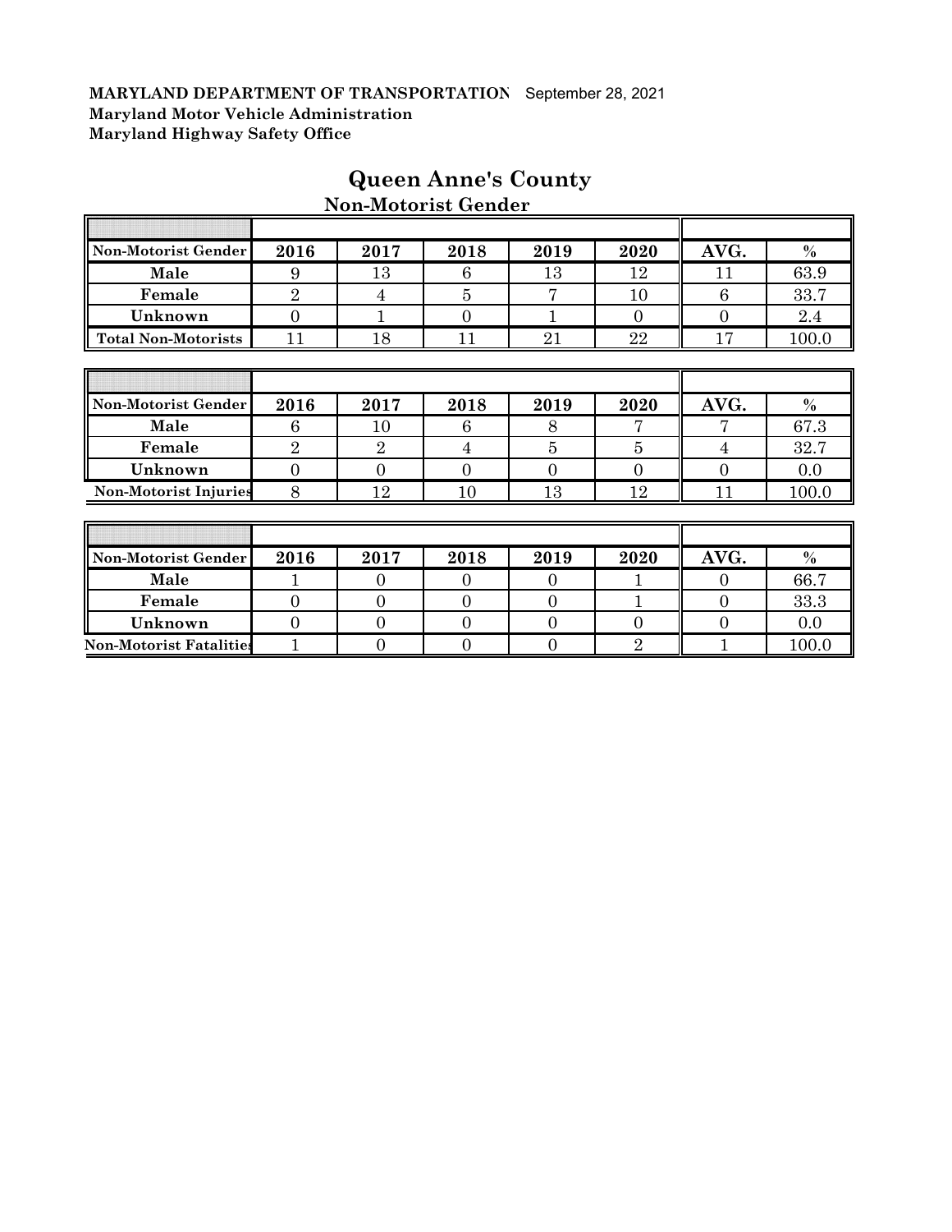**MARYLAND DEPARTMENT OF TRANSPORTATION** September 28, 2021
**Maryland Motor Vehicle Administration**
**Maryland Highway Safety Office**

# Queen Anne's County

## Non-Motorist Gender

| Non-Motorist Gender | 2016 | 2017 | 2018 | 2019 | 2020 | AVG. | % |
|---|---|---|---|---|---|---|---|
| Male | 9 | 13 | 6 | 13 | 12 | 11 | 63.9 |
| Female | 2 | 4 | 5 | 7 | 10 | 6 | 33.7 |
| Unknown | 0 | 1 | 0 | 1 | 0 | 0 | 2.4 |
| Total Non-Motorists | 11 | 18 | 11 | 21 | 22 | 17 | 100.0 |

| Non-Motorist Gender | 2016 | 2017 | 2018 | 2019 | 2020 | AVG. | % |
|---|---|---|---|---|---|---|---|
| Male | 6 | 10 | 6 | 8 | 7 | 7 | 67.3 |
| Female | 2 | 2 | 4 | 5 | 5 | 4 | 32.7 |
| Unknown | 0 | 0 | 0 | 0 | 0 | 0 | 0.0 |
| Non-Motorist Injuries | 8 | 12 | 10 | 13 | 12 | 11 | 100.0 |

| Non-Motorist Gender | 2016 | 2017 | 2018 | 2019 | 2020 | AVG. | % |
|---|---|---|---|---|---|---|---|
| Male | 1 | 0 | 0 | 0 | 1 | 0 | 66.7 |
| Female | 0 | 0 | 0 | 0 | 1 | 0 | 33.3 |
| Unknown | 0 | 0 | 0 | 0 | 0 | 0 | 0.0 |
| Non-Motorist Fatalities | 1 | 0 | 0 | 0 | 2 | 1 | 100.0 |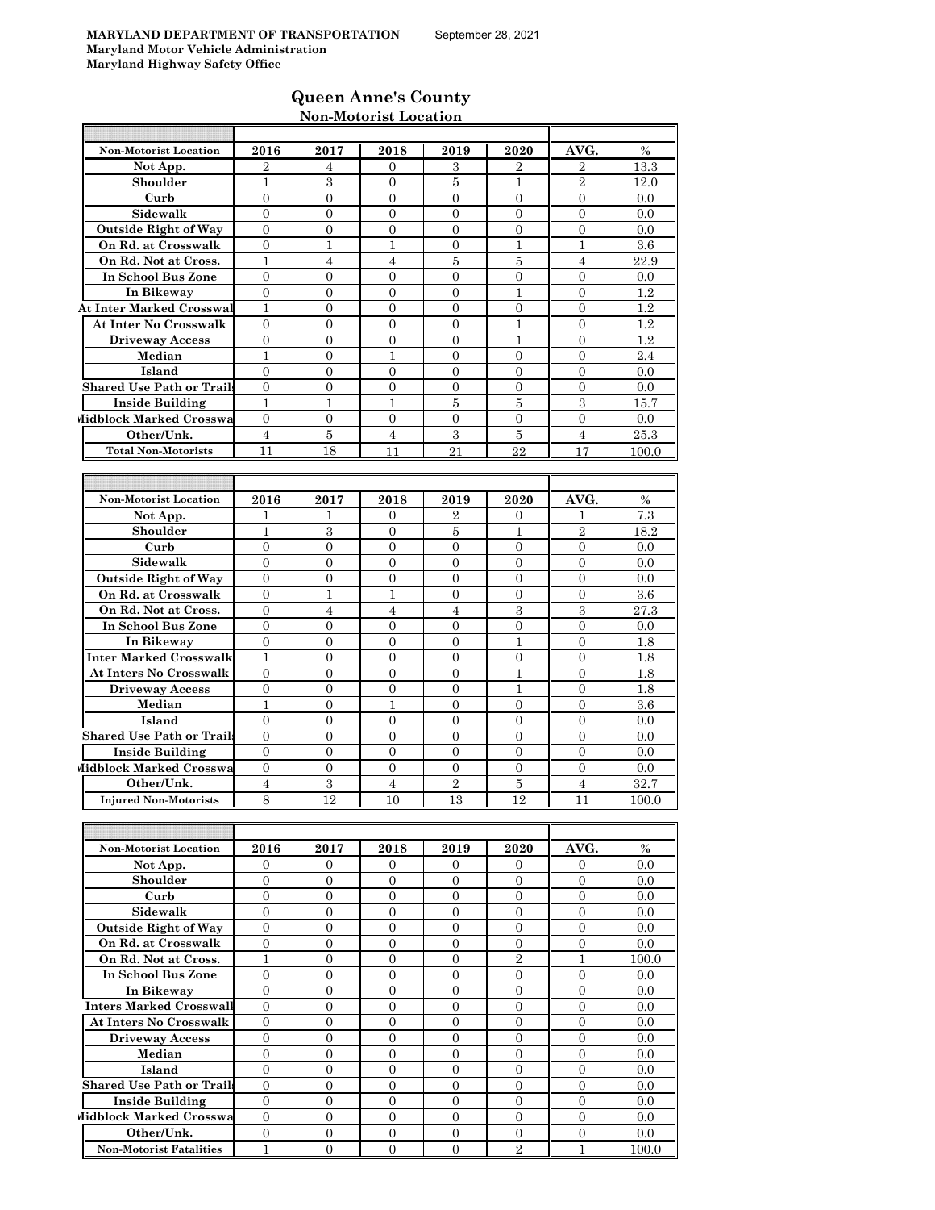**MARYLAND DEPARTMENT OF TRANSPORTATION** September 28, 2021
**Maryland Motor Vehicle Administration**
**Maryland Highway Safety Office**

## Queen Anne's County

### Non-Motorist Location

| Non-Motorist Location | 2016 | 2017 | 2018 | 2019 | 2020 | AVG. | % |
|---|---|---|---|---|---|---|---|
| Not App. | 2 | 4 | 0 | 3 | 2 | 2 | 13.3 |
| Shoulder | 1 | 3 | 0 | 5 | 1 | 2 | 12.0 |
| Curb | 0 | 0 | 0 | 0 | 0 | 0 | 0.0 |
| Sidewalk | 0 | 0 | 0 | 0 | 0 | 0 | 0.0 |
| Outside Right of Way | 0 | 0 | 0 | 0 | 0 | 0 | 0.0 |
| On Rd. at Crosswalk | 0 | 1 | 1 | 0 | 1 | 1 | 3.6 |
| On Rd. Not at Cross. | 1 | 4 | 4 | 5 | 5 | 4 | 22.9 |
| In School Bus Zone | 0 | 0 | 0 | 0 | 0 | 0 | 0.0 |
| In Bikeway | 0 | 0 | 0 | 0 | 1 | 0 | 1.2 |
| At Inter Marked Crosswal | 1 | 0 | 0 | 0 | 0 | 0 | 1.2 |
| At Inter No Crosswalk | 0 | 0 | 0 | 0 | 1 | 0 | 1.2 |
| Driveway Access | 0 | 0 | 0 | 0 | 1 | 0 | 1.2 |
| Median | 1 | 0 | 1 | 0 | 0 | 0 | 2.4 |
| Island | 0 | 0 | 0 | 0 | 0 | 0 | 0.0 |
| Shared Use Path or Trails | 0 | 0 | 0 | 0 | 0 | 0 | 0.0 |
| Inside Building | 1 | 1 | 1 | 5 | 5 | 3 | 15.7 |
| Midblock Marked Crosswa | 0 | 0 | 0 | 0 | 0 | 0 | 0.0 |
| Other/Unk. | 4 | 5 | 4 | 3 | 5 | 4 | 25.3 |
| Total Non-Motorists | 11 | 18 | 11 | 21 | 22 | 17 | 100.0 |

| Non-Motorist Location | 2016 | 2017 | 2018 | 2019 | 2020 | AVG. | % |
|---|---|---|---|---|---|---|---|
| Not App. | 1 | 1 | 0 | 2 | 0 | 1 | 7.3 |
| Shoulder | 1 | 3 | 0 | 5 | 1 | 2 | 18.2 |
| Curb | 0 | 0 | 0 | 0 | 0 | 0 | 0.0 |
| Sidewalk | 0 | 0 | 0 | 0 | 0 | 0 | 0.0 |
| Outside Right of Way | 0 | 0 | 0 | 0 | 0 | 0 | 0.0 |
| On Rd. at Crosswalk | 0 | 1 | 1 | 0 | 0 | 0 | 3.6 |
| On Rd. Not at Cross. | 0 | 4 | 4 | 4 | 3 | 3 | 27.3 |
| In School Bus Zone | 0 | 0 | 0 | 0 | 0 | 0 | 0.0 |
| In Bikeway | 0 | 0 | 0 | 0 | 1 | 0 | 1.8 |
| Inter Marked Crosswalk | 1 | 0 | 0 | 0 | 0 | 0 | 1.8 |
| At Inters No Crosswalk | 0 | 0 | 0 | 0 | 1 | 0 | 1.8 |
| Driveway Access | 0 | 0 | 0 | 0 | 1 | 0 | 1.8 |
| Median | 1 | 0 | 1 | 0 | 0 | 0 | 3.6 |
| Island | 0 | 0 | 0 | 0 | 0 | 0 | 0.0 |
| Shared Use Path or Trails | 0 | 0 | 0 | 0 | 0 | 0 | 0.0 |
| Inside Building | 0 | 0 | 0 | 0 | 0 | 0 | 0.0 |
| Midblock Marked Crosswa | 0 | 0 | 0 | 0 | 0 | 0 | 0.0 |
| Other/Unk. | 4 | 3 | 4 | 2 | 5 | 4 | 32.7 |
| Injured Non-Motorists | 8 | 12 | 10 | 13 | 12 | 11 | 100.0 |

| Non-Motorist Location | 2016 | 2017 | 2018 | 2019 | 2020 | AVG. | % |
|---|---|---|---|---|---|---|---|
| Not App. | 0 | 0 | 0 | 0 | 0 | 0 | 0.0 |
| Shoulder | 0 | 0 | 0 | 0 | 0 | 0 | 0.0 |
| Curb | 0 | 0 | 0 | 0 | 0 | 0 | 0.0 |
| Sidewalk | 0 | 0 | 0 | 0 | 0 | 0 | 0.0 |
| Outside Right of Way | 0 | 0 | 0 | 0 | 0 | 0 | 0.0 |
| On Rd. at Crosswalk | 0 | 0 | 0 | 0 | 0 | 0 | 0.0 |
| On Rd. Not at Cross. | 1 | 0 | 0 | 0 | 2 | 1 | 100.0 |
| In School Bus Zone | 0 | 0 | 0 | 0 | 0 | 0 | 0.0 |
| In Bikeway | 0 | 0 | 0 | 0 | 0 | 0 | 0.0 |
| Inters Marked Crosswalk | 0 | 0 | 0 | 0 | 0 | 0 | 0.0 |
| At Inters No Crosswalk | 0 | 0 | 0 | 0 | 0 | 0 | 0.0 |
| Driveway Access | 0 | 0 | 0 | 0 | 0 | 0 | 0.0 |
| Median | 0 | 0 | 0 | 0 | 0 | 0 | 0.0 |
| Island | 0 | 0 | 0 | 0 | 0 | 0 | 0.0 |
| Shared Use Path or Trails | 0 | 0 | 0 | 0 | 0 | 0 | 0.0 |
| Inside Building | 0 | 0 | 0 | 0 | 0 | 0 | 0.0 |
| Midblock Marked Crosswa | 0 | 0 | 0 | 0 | 0 | 0 | 0.0 |
| Other/Unk. | 0 | 0 | 0 | 0 | 0 | 0 | 0.0 |
| Non-Motorist Fatalities | 1 | 0 | 0 | 0 | 2 | 1 | 100.0 |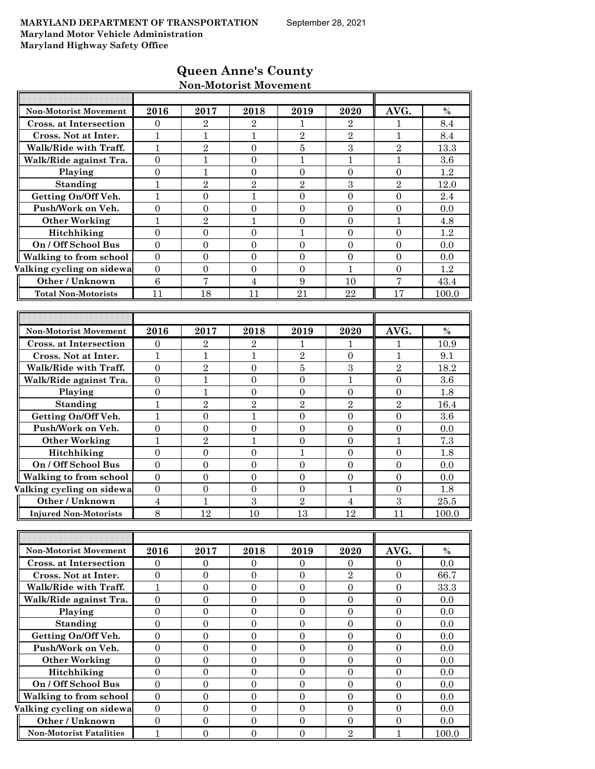**MARYLAND DEPARTMENT OF TRANSPORTATION** September 28, 2021
**Maryland Motor Vehicle Administration**
**Maryland Highway Safety Office**

# Queen Anne's County

## Non-Motorist Movement

| Non-Motorist Movement | 2016 | 2017 | 2018 | 2019 | 2020 | AVG. | % |
|---|---|---|---|---|---|---|---|
| Cross. at Intersection | 0 | 2 | 2 | 1 | 2 | 1 | 8.4 |
| Cross. Not at Inter. | 1 | 1 | 1 | 2 | 2 | 1 | 8.4 |
| Walk/Ride with Traff. | 1 | 2 | 0 | 5 | 3 | 2 | 13.3 |
| Walk/Ride against Tra. | 0 | 1 | 0 | 1 | 1 | 1 | 3.6 |
| Playing | 0 | 1 | 0 | 0 | 0 | 0 | 1.2 |
| Standing | 1 | 2 | 2 | 2 | 3 | 2 | 12.0 |
| Getting On/Off Veh. | 1 | 0 | 1 | 0 | 0 | 0 | 2.4 |
| Push/Work on Veh. | 0 | 0 | 0 | 0 | 0 | 0 | 0.0 |
| Other Working | 1 | 2 | 1 | 0 | 0 | 1 | 4.8 |
| Hitchhiking | 0 | 0 | 0 | 1 | 0 | 0 | 1.2 |
| On / Off School Bus | 0 | 0 | 0 | 0 | 0 | 0 | 0.0 |
| Walking to from school | 0 | 0 | 0 | 0 | 0 | 0 | 0.0 |
| Walking cycling on sidewa | 0 | 0 | 0 | 0 | 1 | 0 | 1.2 |
| Other / Unknown | 6 | 7 | 4 | 9 | 10 | 7 | 43.4 |
| Total Non-Motorists | 11 | 18 | 11 | 21 | 22 | 17 | 100.0 |

| Non-Motorist Movement | 2016 | 2017 | 2018 | 2019 | 2020 | AVG. | % |
|---|---|---|---|---|---|---|---|
| Cross. at Intersection | 0 | 2 | 2 | 1 | 1 | 1 | 10.9 |
| Cross. Not at Inter. | 1 | 1 | 1 | 2 | 0 | 1 | 9.1 |
| Walk/Ride with Traff. | 0 | 2 | 0 | 5 | 3 | 2 | 18.2 |
| Walk/Ride against Tra. | 0 | 1 | 0 | 0 | 1 | 0 | 3.6 |
| Playing | 0 | 1 | 0 | 0 | 0 | 0 | 1.8 |
| Standing | 1 | 2 | 2 | 2 | 2 | 2 | 16.4 |
| Getting On/Off Veh. | 1 | 0 | 1 | 0 | 0 | 0 | 3.6 |
| Push/Work on Veh. | 0 | 0 | 0 | 0 | 0 | 0 | 0.0 |
| Other Working | 1 | 2 | 1 | 0 | 0 | 1 | 7.3 |
| Hitchhiking | 0 | 0 | 0 | 1 | 0 | 0 | 1.8 |
| On / Off School Bus | 0 | 0 | 0 | 0 | 0 | 0 | 0.0 |
| Walking to from school | 0 | 0 | 0 | 0 | 0 | 0 | 0.0 |
| Walking cycling on sidewa | 0 | 0 | 0 | 0 | 1 | 0 | 1.8 |
| Other / Unknown | 4 | 1 | 3 | 2 | 4 | 3 | 25.5 |
| Injured Non-Motorists | 8 | 12 | 10 | 13 | 12 | 11 | 100.0 |

| Non-Motorist Movement | 2016 | 2017 | 2018 | 2019 | 2020 | AVG. | % |
|---|---|---|---|---|---|---|---|
| Cross. at Intersection | 0 | 0 | 0 | 0 | 0 | 0 | 0.0 |
| Cross. Not at Inter. | 0 | 0 | 0 | 0 | 2 | 0 | 66.7 |
| Walk/Ride with Traff. | 1 | 0 | 0 | 0 | 0 | 0 | 33.3 |
| Walk/Ride against Tra. | 0 | 0 | 0 | 0 | 0 | 0 | 0.0 |
| Playing | 0 | 0 | 0 | 0 | 0 | 0 | 0.0 |
| Standing | 0 | 0 | 0 | 0 | 0 | 0 | 0.0 |
| Getting On/Off Veh. | 0 | 0 | 0 | 0 | 0 | 0 | 0.0 |
| Push/Work on Veh. | 0 | 0 | 0 | 0 | 0 | 0 | 0.0 |
| Other Working | 0 | 0 | 0 | 0 | 0 | 0 | 0.0 |
| Hitchhiking | 0 | 0 | 0 | 0 | 0 | 0 | 0.0 |
| On / Off School Bus | 0 | 0 | 0 | 0 | 0 | 0 | 0.0 |
| Walking to from school | 0 | 0 | 0 | 0 | 0 | 0 | 0.0 |
| Walking cycling on sidewa | 0 | 0 | 0 | 0 | 0 | 0 | 0.0 |
| Other / Unknown | 0 | 0 | 0 | 0 | 0 | 0 | 0.0 |
| Non-Motorist Fatalities | 1 | 0 | 0 | 0 | 2 | 1 | 100.0 |